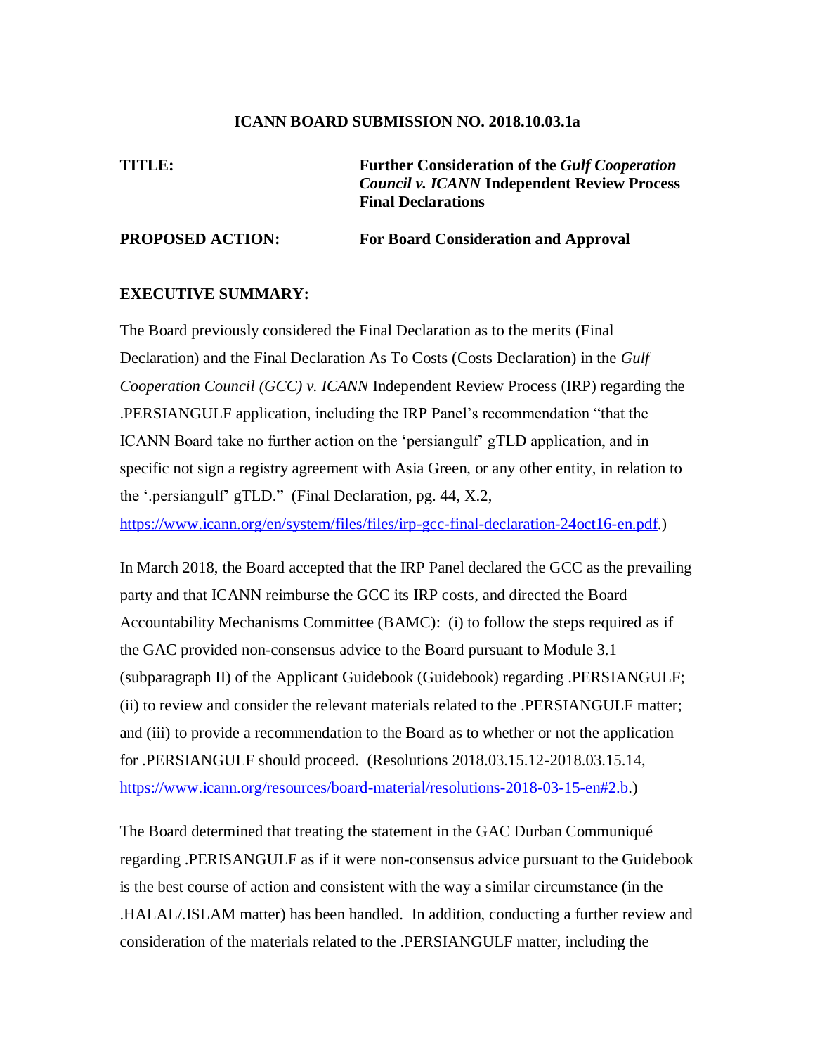**ICANN BOARD SUBMISSION NO. 2018.10.03.1a**

| | |
|---|---|
| **TITLE:** | **Further Consideration of the *Gulf Cooperation Council v. ICANN* Independent Review Process Final Declarations** |
| **PROPOSED ACTION:** | **For Board Consideration and Approval** |

**EXECUTIVE SUMMARY:**

The Board previously considered the Final Declaration as to the merits (Final Declaration) and the Final Declaration As To Costs (Costs Declaration) in the *Gulf Cooperation Council (GCC) v. ICANN* Independent Review Process (IRP) regarding the .PERSIANGULF application, including the IRP Panel's recommendation "that the ICANN Board take no further action on the 'persiangulf' gTLD application, and in specific not sign a registry agreement with Asia Green, or any other entity, in relation to the '.persiangulf' gTLD." (Final Declaration, pg. 44, X.2, https://www.icann.org/en/system/files/files/irp-gcc-final-declaration-24oct16-en.pdf.)

In March 2018, the Board accepted that the IRP Panel declared the GCC as the prevailing party and that ICANN reimburse the GCC its IRP costs, and directed the Board Accountability Mechanisms Committee (BAMC): (i) to follow the steps required as if the GAC provided non-consensus advice to the Board pursuant to Module 3.1 (subparagraph II) of the Applicant Guidebook (Guidebook) regarding .PERSIANGULF; (ii) to review and consider the relevant materials related to the .PERSIANGULF matter; and (iii) to provide a recommendation to the Board as to whether or not the application for .PERSIANGULF should proceed. (Resolutions 2018.03.15.12-2018.03.15.14, https://www.icann.org/resources/board-material/resolutions-2018-03-15-en#2.b.)

The Board determined that treating the statement in the GAC Durban Communiqué regarding .PERISANGULF as if it were non-consensus advice pursuant to the Guidebook is the best course of action and consistent with the way a similar circumstance (in the .HALAL/.ISLAM matter) has been handled. In addition, conducting a further review and consideration of the materials related to the .PERSIANGULF matter, including the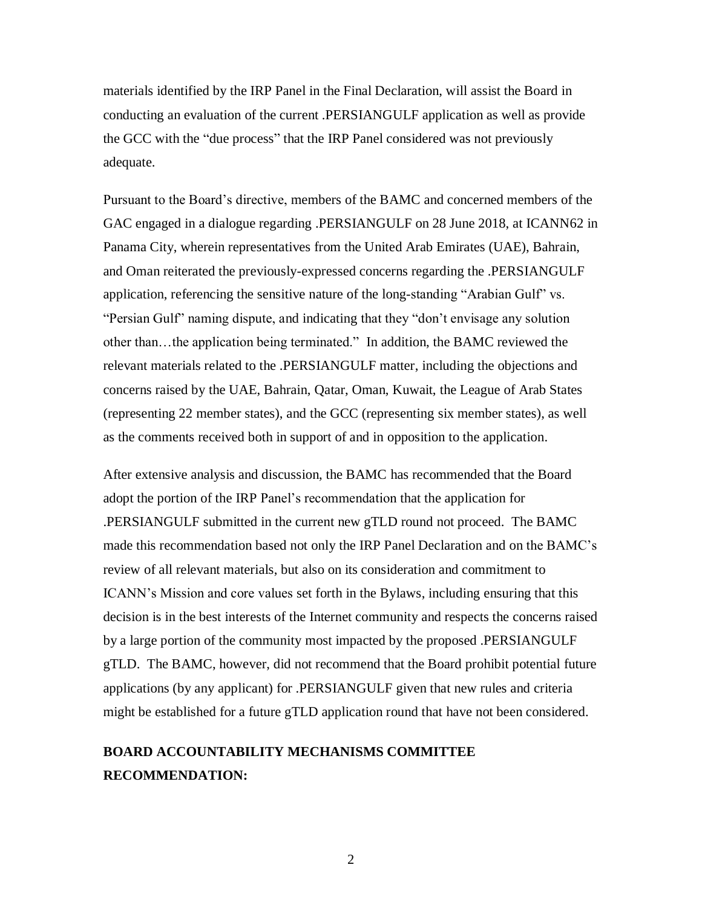materials identified by the IRP Panel in the Final Declaration, will assist the Board in conducting an evaluation of the current .PERSIANGULF application as well as provide the GCC with the "due process" that the IRP Panel considered was not previously adequate.

Pursuant to the Board's directive, members of the BAMC and concerned members of the GAC engaged in a dialogue regarding .PERSIANGULF on 28 June 2018, at ICANN62 in Panama City, wherein representatives from the United Arab Emirates (UAE), Bahrain, and Oman reiterated the previously-expressed concerns regarding the .PERSIANGULF application, referencing the sensitive nature of the long-standing "Arabian Gulf" vs. "Persian Gulf" naming dispute, and indicating that they "don't envisage any solution other than…the application being terminated." In addition, the BAMC reviewed the relevant materials related to the .PERSIANGULF matter, including the objections and concerns raised by the UAE, Bahrain, Qatar, Oman, Kuwait, the League of Arab States (representing 22 member states), and the GCC (representing six member states), as well as the comments received both in support of and in opposition to the application.

After extensive analysis and discussion, the BAMC has recommended that the Board adopt the portion of the IRP Panel's recommendation that the application for .PERSIANGULF submitted in the current new gTLD round not proceed. The BAMC made this recommendation based not only the IRP Panel Declaration and on the BAMC's review of all relevant materials, but also on its consideration and commitment to ICANN's Mission and core values set forth in the Bylaws, including ensuring that this decision is in the best interests of the Internet community and respects the concerns raised by a large portion of the community most impacted by the proposed .PERSIANGULF gTLD. The BAMC, however, did not recommend that the Board prohibit potential future applications (by any applicant) for .PERSIANGULF given that new rules and criteria might be established for a future gTLD application round that have not been considered.

**BOARD ACCOUNTABILITY MECHANISMS COMMITTEE RECOMMENDATION:**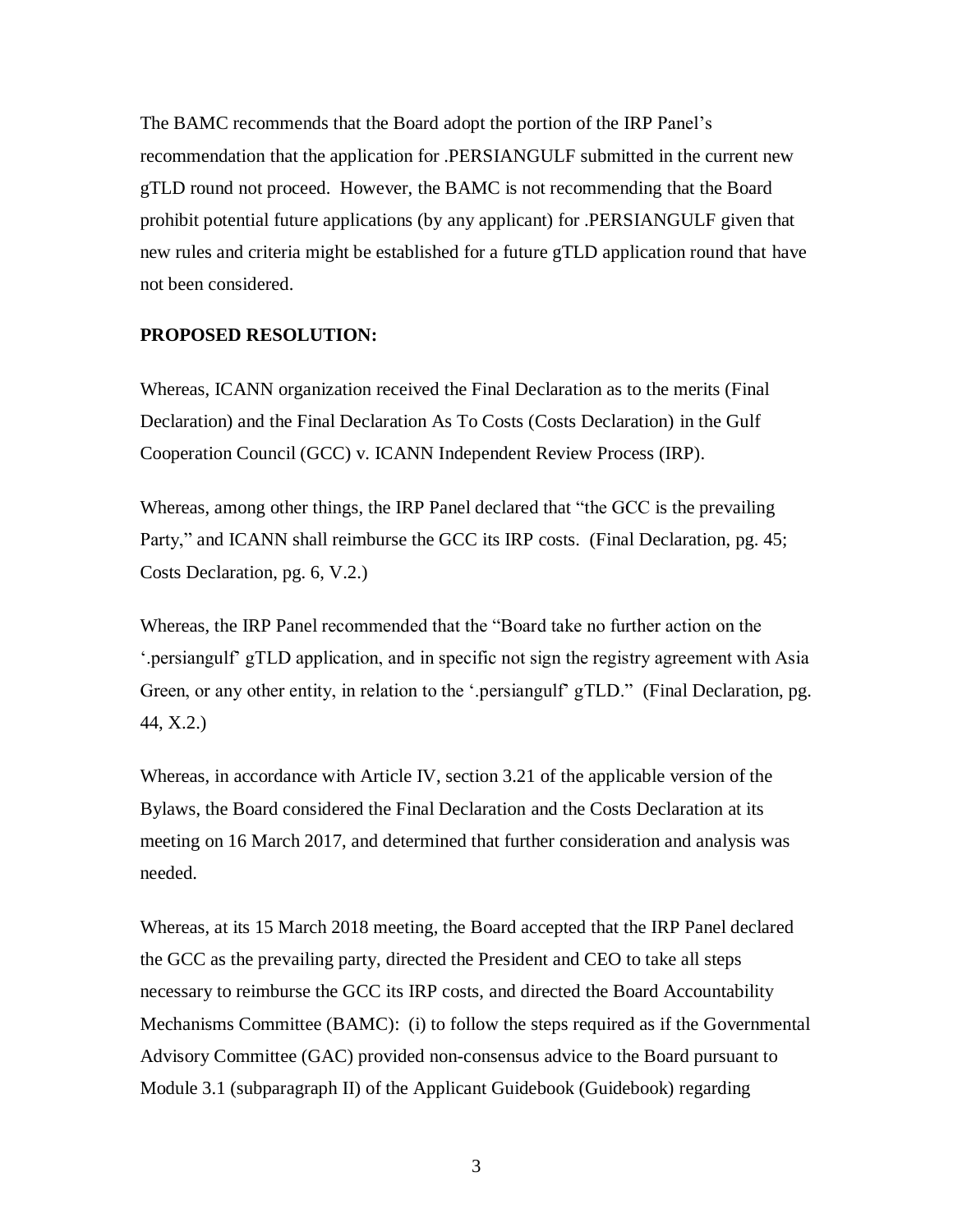The BAMC recommends that the Board adopt the portion of the IRP Panel's recommendation that the application for .PERSIANGULF submitted in the current new gTLD round not proceed. However, the BAMC is not recommending that the Board prohibit potential future applications (by any applicant) for .PERSIANGULF given that new rules and criteria might be established for a future gTLD application round that have not been considered.

**PROPOSED RESOLUTION:**

Whereas, ICANN organization received the Final Declaration as to the merits (Final Declaration) and the Final Declaration As To Costs (Costs Declaration) in the Gulf Cooperation Council (GCC) v. ICANN Independent Review Process (IRP).

Whereas, among other things, the IRP Panel declared that "the GCC is the prevailing Party," and ICANN shall reimburse the GCC its IRP costs. (Final Declaration, pg. 45; Costs Declaration, pg. 6, V.2.)

Whereas, the IRP Panel recommended that the "Board take no further action on the '.persiangulf' gTLD application, and in specific not sign the registry agreement with Asia Green, or any other entity, in relation to the '.persiangulf' gTLD." (Final Declaration, pg. 44, X.2.)

Whereas, in accordance with Article IV, section 3.21 of the applicable version of the Bylaws, the Board considered the Final Declaration and the Costs Declaration at its meeting on 16 March 2017, and determined that further consideration and analysis was needed.

Whereas, at its 15 March 2018 meeting, the Board accepted that the IRP Panel declared the GCC as the prevailing party, directed the President and CEO to take all steps necessary to reimburse the GCC its IRP costs, and directed the Board Accountability Mechanisms Committee (BAMC): (i) to follow the steps required as if the Governmental Advisory Committee (GAC) provided non-consensus advice to the Board pursuant to Module 3.1 (subparagraph II) of the Applicant Guidebook (Guidebook) regarding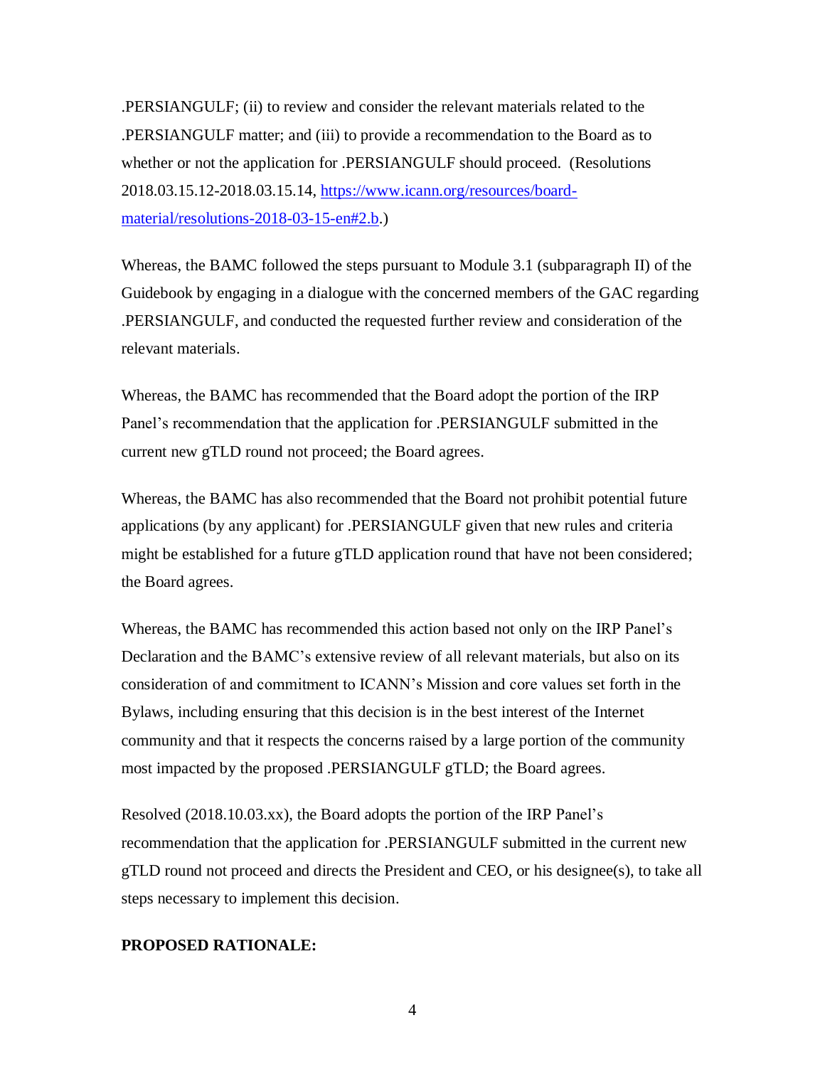.PERSIANGULF; (ii) to review and consider the relevant materials related to the .PERSIANGULF matter; and (iii) to provide a recommendation to the Board as to whether or not the application for .PERSIANGULF should proceed. (Resolutions 2018.03.15.12-2018.03.15.14, [https://www.icann.org/resources/board-material/resolutions-2018-03-15-en#2.b](https://www.icann.org/resources/board-material/resolutions-2018-03-15-en#2.b).)

Whereas, the BAMC followed the steps pursuant to Module 3.1 (subparagraph II) of the Guidebook by engaging in a dialogue with the concerned members of the GAC regarding .PERSIANGULF, and conducted the requested further review and consideration of the relevant materials.

Whereas, the BAMC has recommended that the Board adopt the portion of the IRP Panel's recommendation that the application for .PERSIANGULF submitted in the current new gTLD round not proceed; the Board agrees.

Whereas, the BAMC has also recommended that the Board not prohibit potential future applications (by any applicant) for .PERSIANGULF given that new rules and criteria might be established for a future gTLD application round that have not been considered; the Board agrees.

Whereas, the BAMC has recommended this action based not only on the IRP Panel's Declaration and the BAMC's extensive review of all relevant materials, but also on its consideration of and commitment to ICANN's Mission and core values set forth in the Bylaws, including ensuring that this decision is in the best interest of the Internet community and that it respects the concerns raised by a large portion of the community most impacted by the proposed .PERSIANGULF gTLD; the Board agrees.

Resolved (2018.10.03.xx), the Board adopts the portion of the IRP Panel's recommendation that the application for .PERSIANGULF submitted in the current new gTLD round not proceed and directs the President and CEO, or his designee(s), to take all steps necessary to implement this decision.

**PROPOSED RATIONALE:**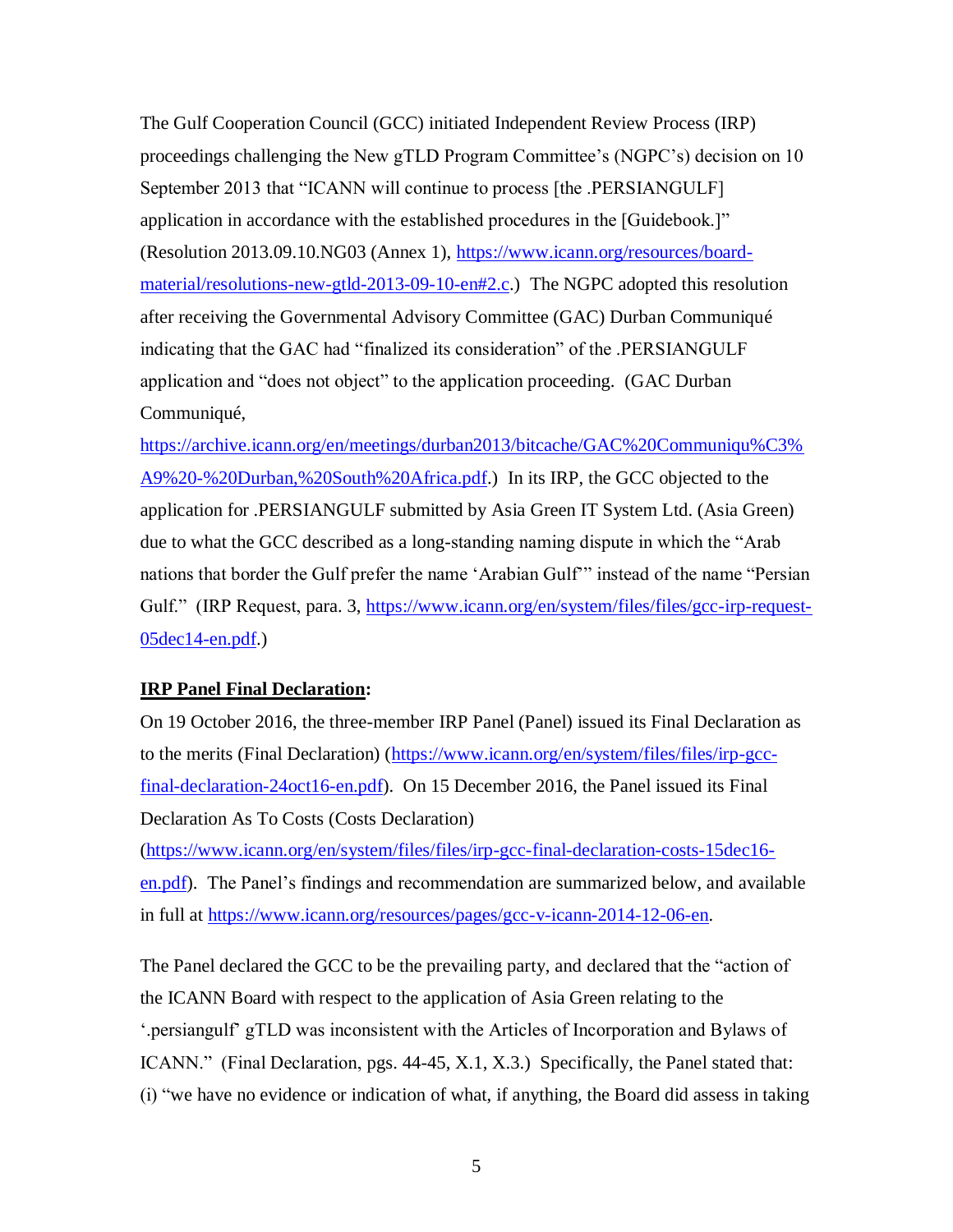The Gulf Cooperation Council (GCC) initiated Independent Review Process (IRP) proceedings challenging the New gTLD Program Committee's (NGPC's) decision on 10 September 2013 that "ICANN will continue to process [the .PERSIANGULF] application in accordance with the established procedures in the [Guidebook.]" (Resolution 2013.09.10.NG03 (Annex 1), https://www.icann.org/resources/board-material/resolutions-new-gtld-2013-09-10-en#2.c.) The NGPC adopted this resolution after receiving the Governmental Advisory Committee (GAC) Durban Communiqué indicating that the GAC had "finalized its consideration" of the .PERSIANGULF application and "does not object" to the application proceeding. (GAC Durban Communiqué, https://archive.icann.org/en/meetings/durban2013/bitcache/GAC%20Communiqu%C3%A9%20-%20Durban,%20South%20Africa.pdf.) In its IRP, the GCC objected to the application for .PERSIANGULF submitted by Asia Green IT System Ltd. (Asia Green) due to what the GCC described as a long-standing naming dispute in which the "Arab nations that border the Gulf prefer the name 'Arabian Gulf'" instead of the name "Persian Gulf." (IRP Request, para. 3, https://www.icann.org/en/system/files/files/gcc-irp-request-05dec14-en.pdf.)

**IRP Panel Final Declaration:**

On 19 October 2016, the three-member IRP Panel (Panel) issued its Final Declaration as to the merits (Final Declaration) (https://www.icann.org/en/system/files/files/irp-gcc-final-declaration-24oct16-en.pdf). On 15 December 2016, the Panel issued its Final Declaration As To Costs (Costs Declaration) (https://www.icann.org/en/system/files/files/irp-gcc-final-declaration-costs-15dec16-en.pdf). The Panel's findings and recommendation are summarized below, and available in full at https://www.icann.org/resources/pages/gcc-v-icann-2014-12-06-en.

The Panel declared the GCC to be the prevailing party, and declared that the "action of the ICANN Board with respect to the application of Asia Green relating to the '.persiangulf' gTLD was inconsistent with the Articles of Incorporation and Bylaws of ICANN." (Final Declaration, pgs. 44-45, X.1, X.3.) Specifically, the Panel stated that: (i) "we have no evidence or indication of what, if anything, the Board did assess in taking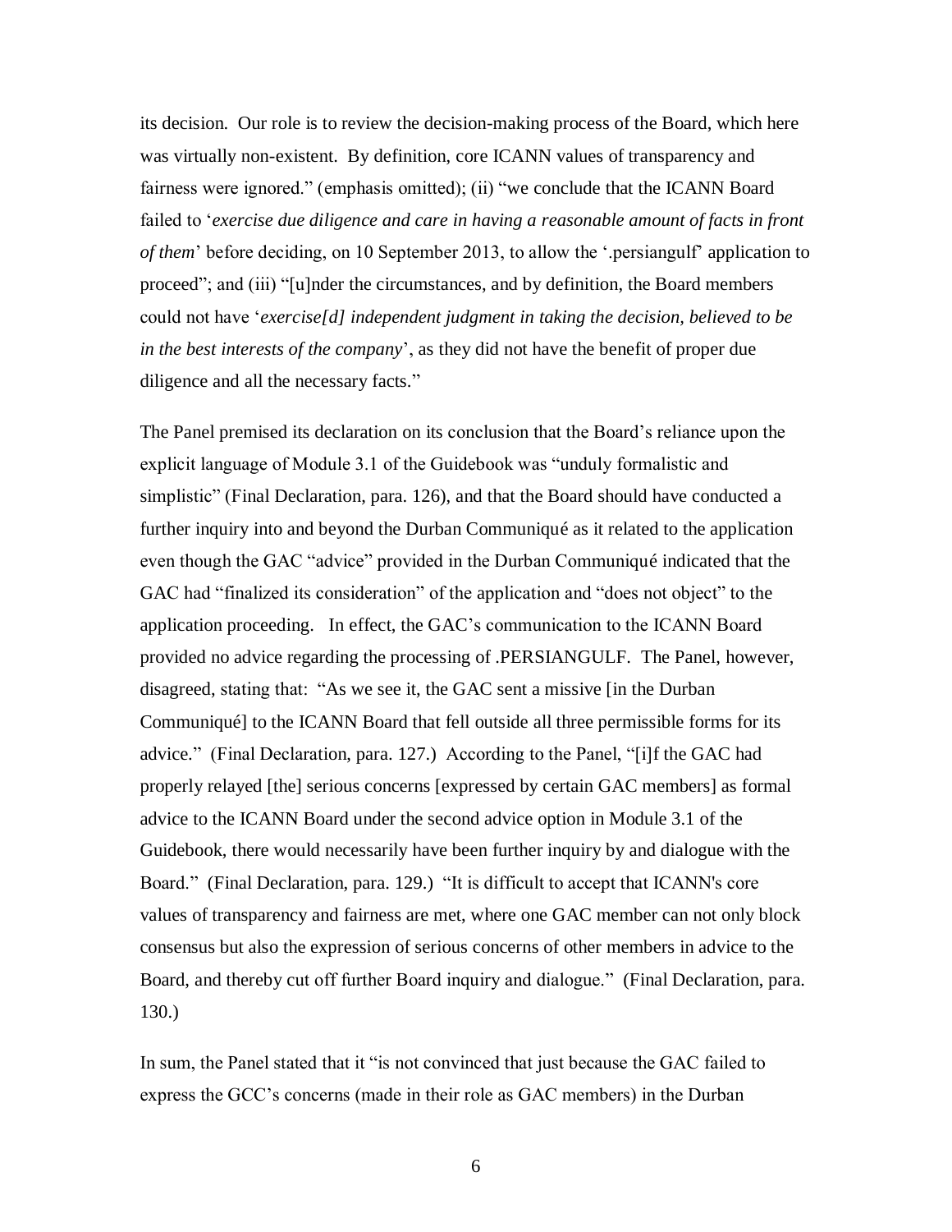its decision. Our role is to review the decision-making process of the Board, which here was virtually non-existent. By definition, core ICANN values of transparency and fairness were ignored." (emphasis omitted); (ii) "we conclude that the ICANN Board failed to '*exercise due diligence and care in having a reasonable amount of facts in front of them*' before deciding, on 10 September 2013, to allow the '.persiangulf' application to proceed"; and (iii) "[u]nder the circumstances, and by definition, the Board members could not have '*exercise[d] independent judgment in taking the decision, believed to be in the best interests of the company*', as they did not have the benefit of proper due diligence and all the necessary facts."

The Panel premised its declaration on its conclusion that the Board's reliance upon the explicit language of Module 3.1 of the Guidebook was "unduly formalistic and simplistic" (Final Declaration, para. 126), and that the Board should have conducted a further inquiry into and beyond the Durban Communiqué as it related to the application even though the GAC "advice" provided in the Durban Communiqué indicated that the GAC had "finalized its consideration" of the application and "does not object" to the application proceeding. In effect, the GAC's communication to the ICANN Board provided no advice regarding the processing of .PERSIANGULF. The Panel, however, disagreed, stating that: "As we see it, the GAC sent a missive [in the Durban Communiqué] to the ICANN Board that fell outside all three permissible forms for its advice." (Final Declaration, para. 127.) According to the Panel, "[i]f the GAC had properly relayed [the] serious concerns [expressed by certain GAC members] as formal advice to the ICANN Board under the second advice option in Module 3.1 of the Guidebook, there would necessarily have been further inquiry by and dialogue with the Board." (Final Declaration, para. 129.) "It is difficult to accept that ICANN's core values of transparency and fairness are met, where one GAC member can not only block consensus but also the expression of serious concerns of other members in advice to the Board, and thereby cut off further Board inquiry and dialogue." (Final Declaration, para. 130.)

In sum, the Panel stated that it "is not convinced that just because the GAC failed to express the GCC's concerns (made in their role as GAC members) in the Durban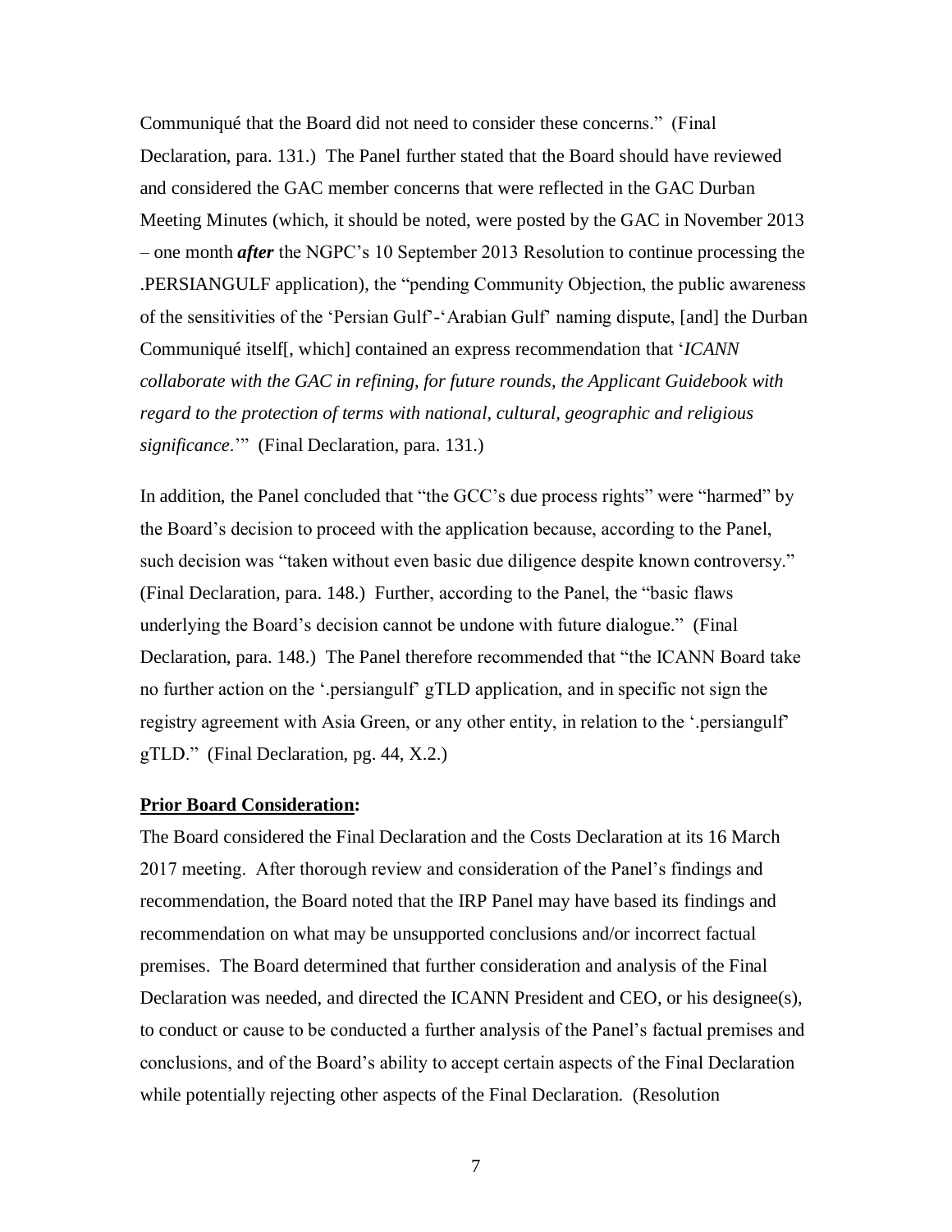Communiqué that the Board did not need to consider these concerns." (Final Declaration, para. 131.) The Panel further stated that the Board should have reviewed and considered the GAC member concerns that were reflected in the GAC Durban Meeting Minutes (which, it should be noted, were posted by the GAC in November 2013 – one month ***after*** the NGPC's 10 September 2013 Resolution to continue processing the .PERSIANGULF application), the "pending Community Objection, the public awareness of the sensitivities of the 'Persian Gulf'-'Arabian Gulf' naming dispute, [and] the Durban Communiqué itself[, which] contained an express recommendation that '*ICANN collaborate with the GAC in refining, for future rounds, the Applicant Guidebook with regard to the protection of terms with national, cultural, geographic and religious significance*.'" (Final Declaration, para. 131.)

In addition, the Panel concluded that "the GCC's due process rights" were "harmed" by the Board's decision to proceed with the application because, according to the Panel, such decision was "taken without even basic due diligence despite known controversy." (Final Declaration, para. 148.) Further, according to the Panel, the "basic flaws underlying the Board's decision cannot be undone with future dialogue." (Final Declaration, para. 148.) The Panel therefore recommended that "the ICANN Board take no further action on the '.persiangulf' gTLD application, and in specific not sign the registry agreement with Asia Green, or any other entity, in relation to the '.persiangulf' gTLD." (Final Declaration, pg. 44, X.2.)

**Prior Board Consideration:**

The Board considered the Final Declaration and the Costs Declaration at its 16 March 2017 meeting. After thorough review and consideration of the Panel's findings and recommendation, the Board noted that the IRP Panel may have based its findings and recommendation on what may be unsupported conclusions and/or incorrect factual premises. The Board determined that further consideration and analysis of the Final Declaration was needed, and directed the ICANN President and CEO, or his designee(s), to conduct or cause to be conducted a further analysis of the Panel's factual premises and conclusions, and of the Board's ability to accept certain aspects of the Final Declaration while potentially rejecting other aspects of the Final Declaration. (Resolution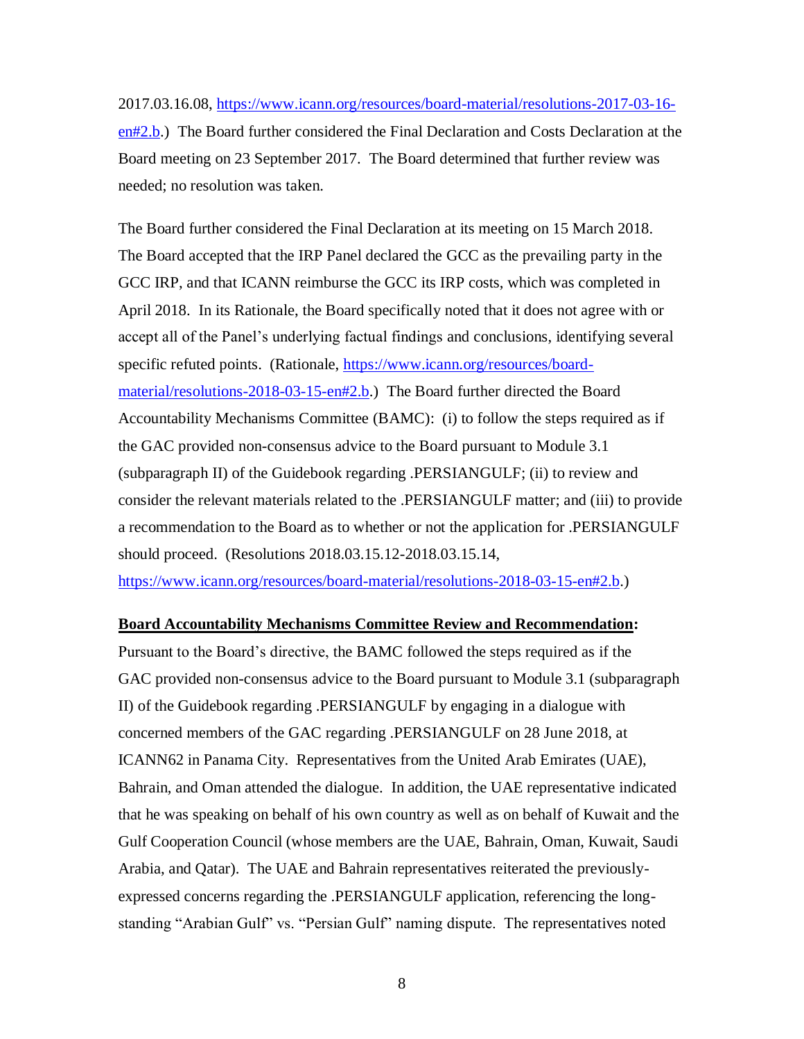2017.03.16.08, https://www.icann.org/resources/board-material/resolutions-2017-03-16-en#2.b.) The Board further considered the Final Declaration and Costs Declaration at the Board meeting on 23 September 2017. The Board determined that further review was needed; no resolution was taken.

The Board further considered the Final Declaration at its meeting on 15 March 2018. The Board accepted that the IRP Panel declared the GCC as the prevailing party in the GCC IRP, and that ICANN reimburse the GCC its IRP costs, which was completed in April 2018. In its Rationale, the Board specifically noted that it does not agree with or accept all of the Panel's underlying factual findings and conclusions, identifying several specific refuted points. (Rationale, https://www.icann.org/resources/board-material/resolutions-2018-03-15-en#2.b.) The Board further directed the Board Accountability Mechanisms Committee (BAMC): (i) to follow the steps required as if the GAC provided non-consensus advice to the Board pursuant to Module 3.1 (subparagraph II) of the Guidebook regarding .PERSIANGULF; (ii) to review and consider the relevant materials related to the .PERSIANGULF matter; and (iii) to provide a recommendation to the Board as to whether or not the application for .PERSIANGULF should proceed. (Resolutions 2018.03.15.12-2018.03.15.14, https://www.icann.org/resources/board-material/resolutions-2018-03-15-en#2.b.)

**Board Accountability Mechanisms Committee Review and Recommendation:**

Pursuant to the Board's directive, the BAMC followed the steps required as if the GAC provided non-consensus advice to the Board pursuant to Module 3.1 (subparagraph II) of the Guidebook regarding .PERSIANGULF by engaging in a dialogue with concerned members of the GAC regarding .PERSIANGULF on 28 June 2018, at ICANN62 in Panama City. Representatives from the United Arab Emirates (UAE), Bahrain, and Oman attended the dialogue. In addition, the UAE representative indicated that he was speaking on behalf of his own country as well as on behalf of Kuwait and the Gulf Cooperation Council (whose members are the UAE, Bahrain, Oman, Kuwait, Saudi Arabia, and Qatar). The UAE and Bahrain representatives reiterated the previously-expressed concerns regarding the .PERSIANGULF application, referencing the long-standing "Arabian Gulf" vs. "Persian Gulf" naming dispute. The representatives noted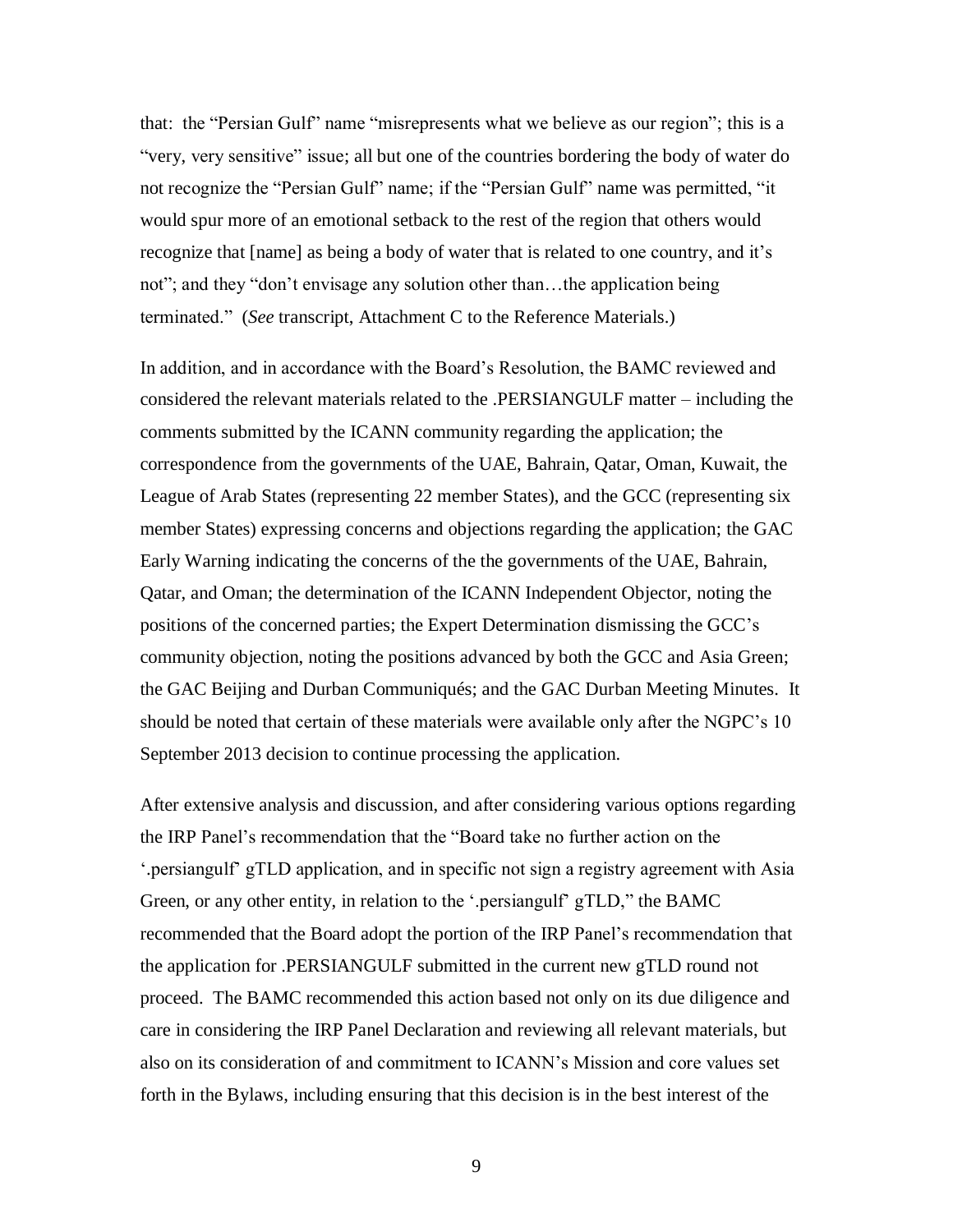that: the "Persian Gulf" name "misrepresents what we believe as our region"; this is a "very, very sensitive" issue; all but one of the countries bordering the body of water do not recognize the "Persian Gulf" name; if the "Persian Gulf" name was permitted, "it would spur more of an emotional setback to the rest of the region that others would recognize that [name] as being a body of water that is related to one country, and it's not"; and they "don't envisage any solution other than…the application being terminated." (*See* transcript, Attachment C to the Reference Materials.)

In addition, and in accordance with the Board's Resolution, the BAMC reviewed and considered the relevant materials related to the .PERSIANGULF matter – including the comments submitted by the ICANN community regarding the application; the correspondence from the governments of the UAE, Bahrain, Qatar, Oman, Kuwait, the League of Arab States (representing 22 member States), and the GCC (representing six member States) expressing concerns and objections regarding the application; the GAC Early Warning indicating the concerns of the the governments of the UAE, Bahrain, Qatar, and Oman; the determination of the ICANN Independent Objector, noting the positions of the concerned parties; the Expert Determination dismissing the GCC's community objection, noting the positions advanced by both the GCC and Asia Green; the GAC Beijing and Durban Communiqués; and the GAC Durban Meeting Minutes. It should be noted that certain of these materials were available only after the NGPC's 10 September 2013 decision to continue processing the application.

After extensive analysis and discussion, and after considering various options regarding the IRP Panel's recommendation that the "Board take no further action on the '.persiangulf' gTLD application, and in specific not sign a registry agreement with Asia Green, or any other entity, in relation to the '.persiangulf' gTLD," the BAMC recommended that the Board adopt the portion of the IRP Panel's recommendation that the application for .PERSIANGULF submitted in the current new gTLD round not proceed. The BAMC recommended this action based not only on its due diligence and care in considering the IRP Panel Declaration and reviewing all relevant materials, but also on its consideration of and commitment to ICANN's Mission and core values set forth in the Bylaws, including ensuring that this decision is in the best interest of the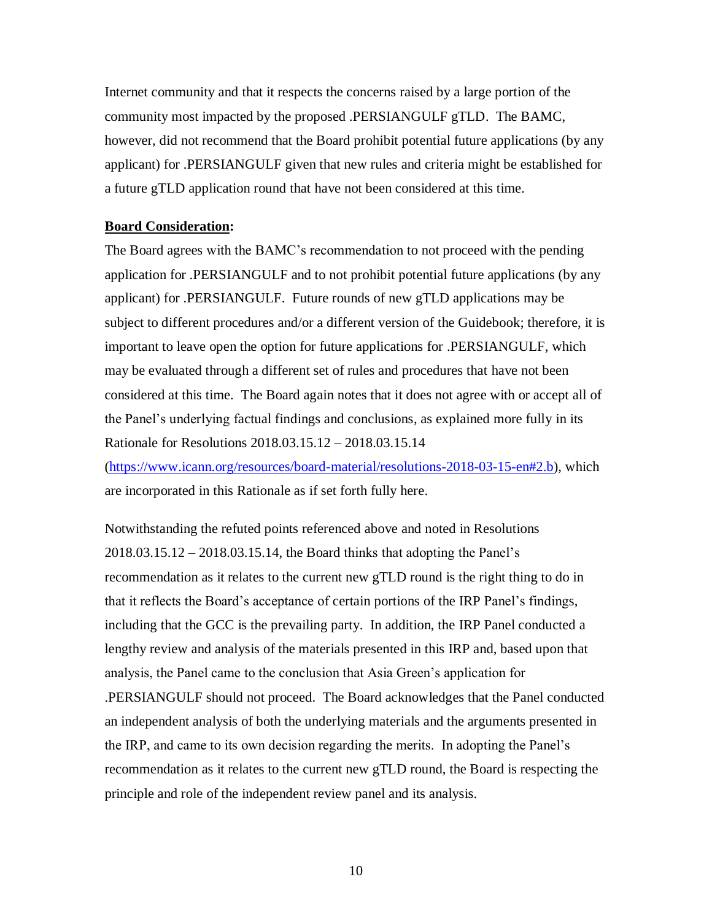Internet community and that it respects the concerns raised by a large portion of the community most impacted by the proposed .PERSIANGULF gTLD. The BAMC, however, did not recommend that the Board prohibit potential future applications (by any applicant) for .PERSIANGULF given that new rules and criteria might be established for a future gTLD application round that have not been considered at this time.

**Board Consideration:**

The Board agrees with the BAMC's recommendation to not proceed with the pending application for .PERSIANGULF and to not prohibit potential future applications (by any applicant) for .PERSIANGULF. Future rounds of new gTLD applications may be subject to different procedures and/or a different version of the Guidebook; therefore, it is important to leave open the option for future applications for .PERSIANGULF, which may be evaluated through a different set of rules and procedures that have not been considered at this time. The Board again notes that it does not agree with or accept all of the Panel's underlying factual findings and conclusions, as explained more fully in its Rationale for Resolutions 2018.03.15.12 – 2018.03.15.14 (https://www.icann.org/resources/board-material/resolutions-2018-03-15-en#2.b), which are incorporated in this Rationale as if set forth fully here.

Notwithstanding the refuted points referenced above and noted in Resolutions 2018.03.15.12 – 2018.03.15.14, the Board thinks that adopting the Panel's recommendation as it relates to the current new gTLD round is the right thing to do in that it reflects the Board's acceptance of certain portions of the IRP Panel's findings, including that the GCC is the prevailing party. In addition, the IRP Panel conducted a lengthy review and analysis of the materials presented in this IRP and, based upon that analysis, the Panel came to the conclusion that Asia Green's application for .PERSIANGULF should not proceed. The Board acknowledges that the Panel conducted an independent analysis of both the underlying materials and the arguments presented in the IRP, and came to its own decision regarding the merits. In adopting the Panel's recommendation as it relates to the current new gTLD round, the Board is respecting the principle and role of the independent review panel and its analysis.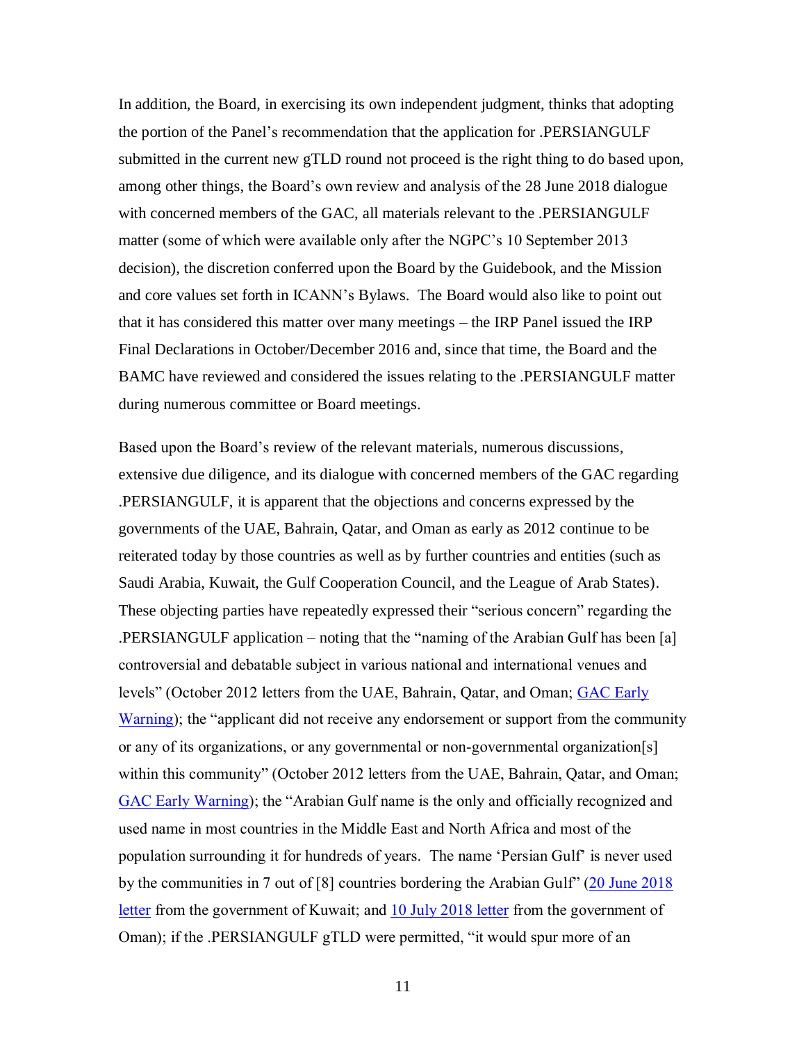In addition, the Board, in exercising its own independent judgment, thinks that adopting the portion of the Panel's recommendation that the application for .PERSIANGULF submitted in the current new gTLD round not proceed is the right thing to do based upon, among other things, the Board's own review and analysis of the 28 June 2018 dialogue with concerned members of the GAC, all materials relevant to the .PERSIANGULF matter (some of which were available only after the NGPC's 10 September 2013 decision), the discretion conferred upon the Board by the Guidebook, and the Mission and core values set forth in ICANN's Bylaws. The Board would also like to point out that it has considered this matter over many meetings – the IRP Panel issued the IRP Final Declarations in October/December 2016 and, since that time, the Board and the BAMC have reviewed and considered the issues relating to the .PERSIANGULF matter during numerous committee or Board meetings.

Based upon the Board's review of the relevant materials, numerous discussions, extensive due diligence, and its dialogue with concerned members of the GAC regarding .PERSIANGULF, it is apparent that the objections and concerns expressed by the governments of the UAE, Bahrain, Qatar, and Oman as early as 2012 continue to be reiterated today by those countries as well as by further countries and entities (such as Saudi Arabia, Kuwait, the Gulf Cooperation Council, and the League of Arab States). These objecting parties have repeatedly expressed their "serious concern" regarding the .PERSIANGULF application – noting that the "naming of the Arabian Gulf has been [a] controversial and debatable subject in various national and international venues and levels" (October 2012 letters from the UAE, Bahrain, Qatar, and Oman; GAC Early Warning); the "applicant did not receive any endorsement or support from the community or any of its organizations, or any governmental or non-governmental organization[s] within this community" (October 2012 letters from the UAE, Bahrain, Qatar, and Oman; GAC Early Warning); the "Arabian Gulf name is the only and officially recognized and used name in most countries in the Middle East and North Africa and most of the population surrounding it for hundreds of years. The name 'Persian Gulf' is never used by the communities in 7 out of [8] countries bordering the Arabian Gulf" (20 June 2018 letter from the government of Kuwait; and 10 July 2018 letter from the government of Oman); if the .PERSIANGULF gTLD were permitted, "it would spur more of an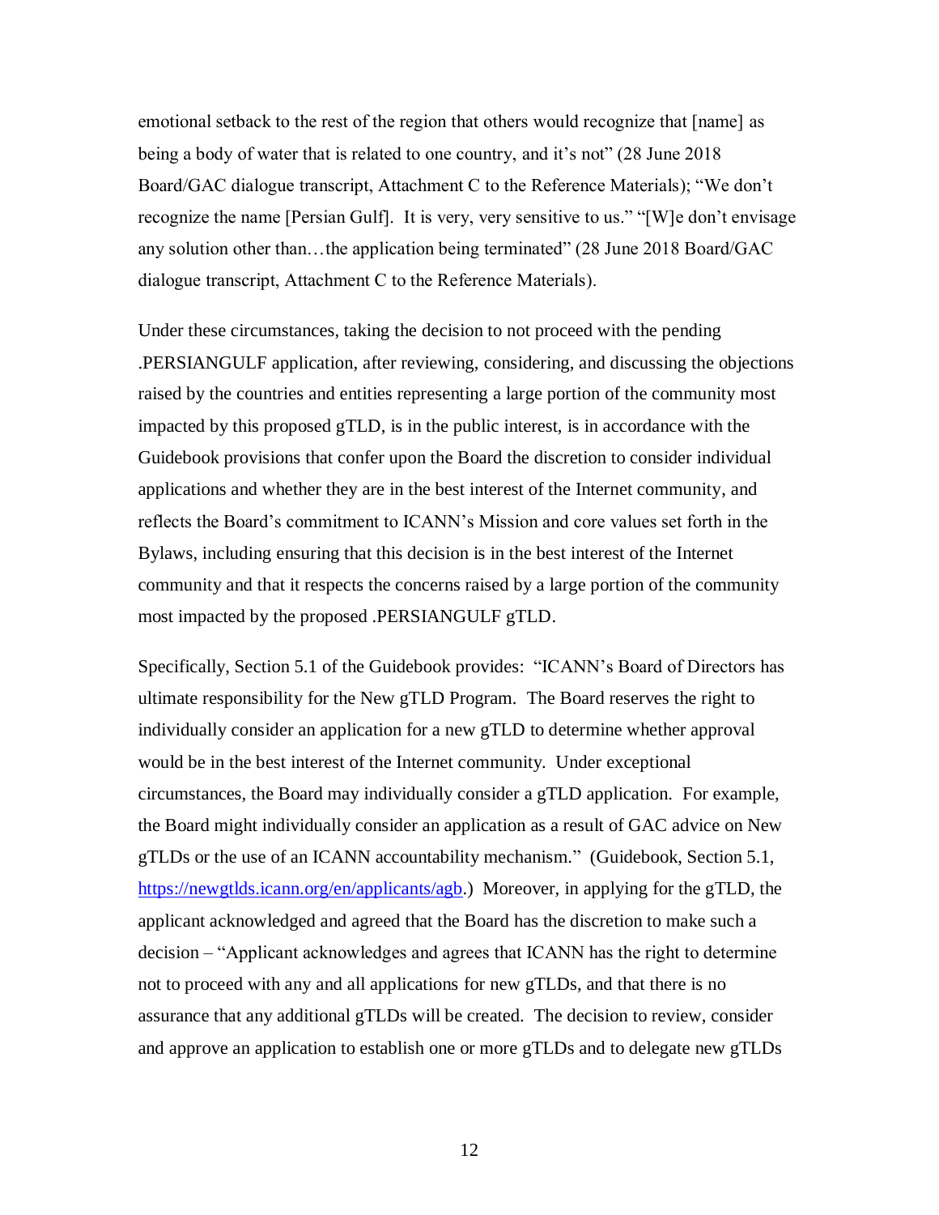emotional setback to the rest of the region that others would recognize that [name] as being a body of water that is related to one country, and it's not" (28 June 2018 Board/GAC dialogue transcript, Attachment C to the Reference Materials); "We don't recognize the name [Persian Gulf]. It is very, very sensitive to us." "[W]e don't envisage any solution other than…the application being terminated" (28 June 2018 Board/GAC dialogue transcript, Attachment C to the Reference Materials).

Under these circumstances, taking the decision to not proceed with the pending .PERSIANGULF application, after reviewing, considering, and discussing the objections raised by the countries and entities representing a large portion of the community most impacted by this proposed gTLD, is in the public interest, is in accordance with the Guidebook provisions that confer upon the Board the discretion to consider individual applications and whether they are in the best interest of the Internet community, and reflects the Board's commitment to ICANN's Mission and core values set forth in the Bylaws, including ensuring that this decision is in the best interest of the Internet community and that it respects the concerns raised by a large portion of the community most impacted by the proposed .PERSIANGULF gTLD.

Specifically, Section 5.1 of the Guidebook provides: "ICANN's Board of Directors has ultimate responsibility for the New gTLD Program. The Board reserves the right to individually consider an application for a new gTLD to determine whether approval would be in the best interest of the Internet community. Under exceptional circumstances, the Board may individually consider a gTLD application. For example, the Board might individually consider an application as a result of GAC advice on New gTLDs or the use of an ICANN accountability mechanism." (Guidebook, Section 5.1, https://newgtlds.icann.org/en/applicants/agb.) Moreover, in applying for the gTLD, the applicant acknowledged and agreed that the Board has the discretion to make such a decision – "Applicant acknowledges and agrees that ICANN has the right to determine not to proceed with any and all applications for new gTLDs, and that there is no assurance that any additional gTLDs will be created. The decision to review, consider and approve an application to establish one or more gTLDs and to delegate new gTLDs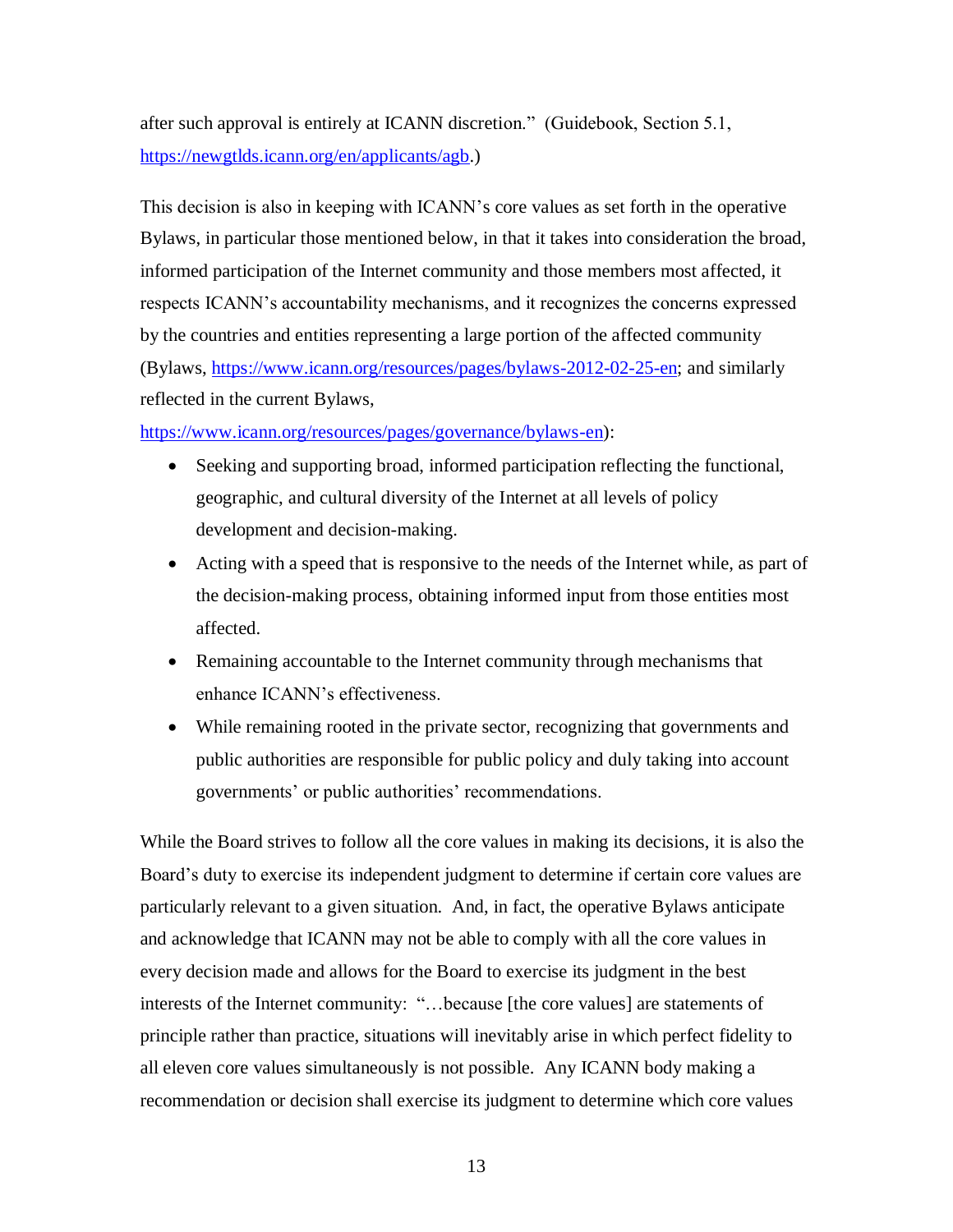after such approval is entirely at ICANN discretion." (Guidebook, Section 5.1, https://newgtlds.icann.org/en/applicants/agb.)

This decision is also in keeping with ICANN's core values as set forth in the operative Bylaws, in particular those mentioned below, in that it takes into consideration the broad, informed participation of the Internet community and those members most affected, it respects ICANN's accountability mechanisms, and it recognizes the concerns expressed by the countries and entities representing a large portion of the affected community (Bylaws, https://www.icann.org/resources/pages/bylaws-2012-02-25-en; and similarly reflected in the current Bylaws, https://www.icann.org/resources/pages/governance/bylaws-en):

- Seeking and supporting broad, informed participation reflecting the functional, geographic, and cultural diversity of the Internet at all levels of policy development and decision-making.
- Acting with a speed that is responsive to the needs of the Internet while, as part of the decision-making process, obtaining informed input from those entities most affected.
- Remaining accountable to the Internet community through mechanisms that enhance ICANN's effectiveness.
- While remaining rooted in the private sector, recognizing that governments and public authorities are responsible for public policy and duly taking into account governments' or public authorities' recommendations.

While the Board strives to follow all the core values in making its decisions, it is also the Board's duty to exercise its independent judgment to determine if certain core values are particularly relevant to a given situation. And, in fact, the operative Bylaws anticipate and acknowledge that ICANN may not be able to comply with all the core values in every decision made and allows for the Board to exercise its judgment in the best interests of the Internet community: "…because [the core values] are statements of principle rather than practice, situations will inevitably arise in which perfect fidelity to all eleven core values simultaneously is not possible. Any ICANN body making a recommendation or decision shall exercise its judgment to determine which core values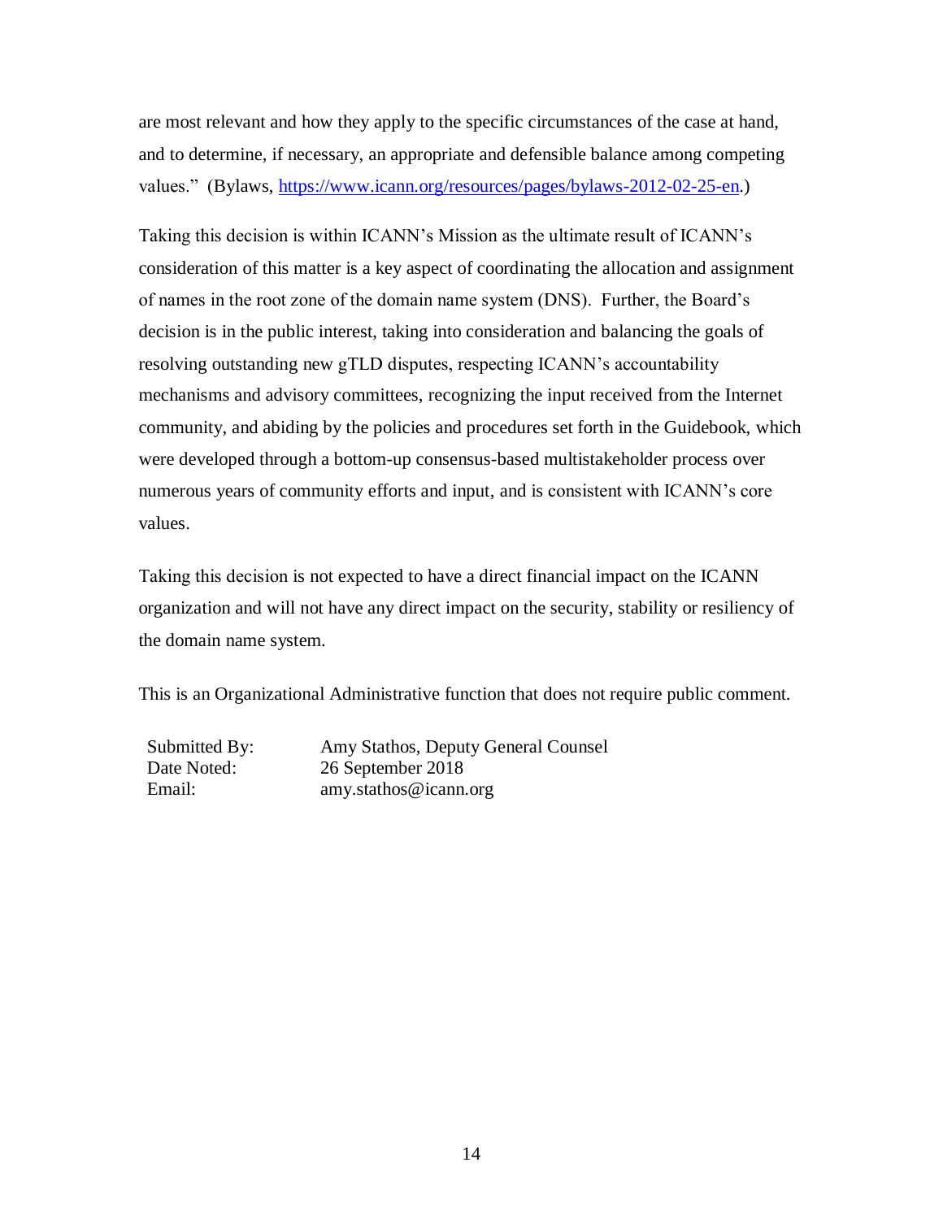are most relevant and how they apply to the specific circumstances of the case at hand, and to determine, if necessary, an appropriate and defensible balance among competing values." (Bylaws, https://www.icann.org/resources/pages/bylaws-2012-02-25-en.)

Taking this decision is within ICANN's Mission as the ultimate result of ICANN's consideration of this matter is a key aspect of coordinating the allocation and assignment of names in the root zone of the domain name system (DNS). Further, the Board's decision is in the public interest, taking into consideration and balancing the goals of resolving outstanding new gTLD disputes, respecting ICANN's accountability mechanisms and advisory committees, recognizing the input received from the Internet community, and abiding by the policies and procedures set forth in the Guidebook, which were developed through a bottom-up consensus-based multistakeholder process over numerous years of community efforts and input, and is consistent with ICANN's core values.

Taking this decision is not expected to have a direct financial impact on the ICANN organization and will not have any direct impact on the security, stability or resiliency of the domain name system.

This is an Organizational Administrative function that does not require public comment.

| | |
|---|---|
| Submitted By: | Amy Stathos, Deputy General Counsel |
| Date Noted: | 26 September 2018 |
| Email: | amy.stathos@icann.org |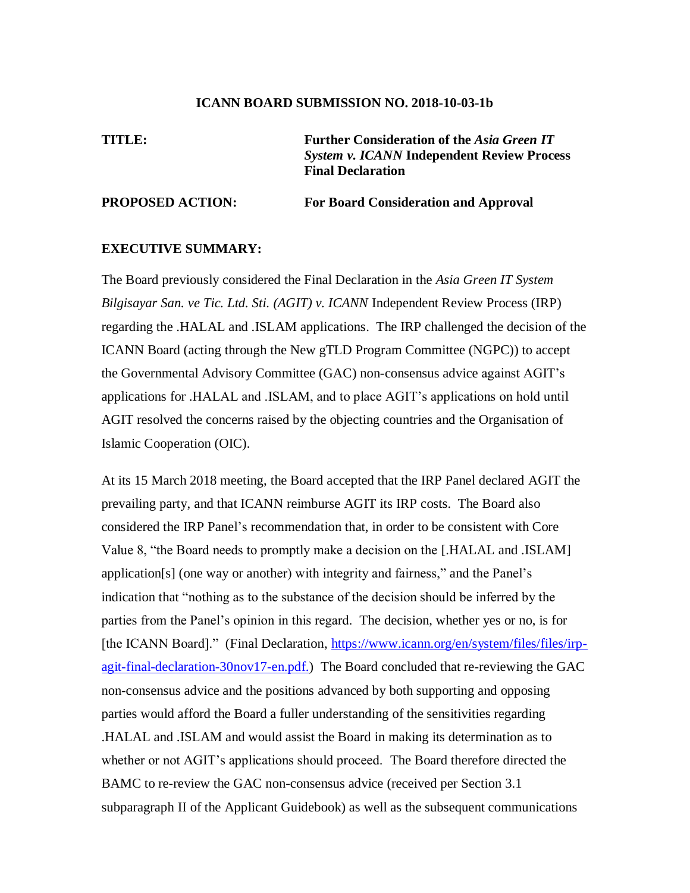**ICANN BOARD SUBMISSION NO. 2018-10-03-1b**

| | |
|---|---|
| **TITLE:** | **Further Consideration of the *Asia Green IT System v. ICANN* Independent Review Process Final Declaration** |
| **PROPOSED ACTION:** | **For Board Consideration and Approval** |

**EXECUTIVE SUMMARY:**

The Board previously considered the Final Declaration in the *Asia Green IT System Bilgisayar San. ve Tic. Ltd. Sti. (AGIT) v. ICANN* Independent Review Process (IRP) regarding the .HALAL and .ISLAM applications. The IRP challenged the decision of the ICANN Board (acting through the New gTLD Program Committee (NGPC)) to accept the Governmental Advisory Committee (GAC) non-consensus advice against AGIT's applications for .HALAL and .ISLAM, and to place AGIT's applications on hold until AGIT resolved the concerns raised by the objecting countries and the Organisation of Islamic Cooperation (OIC).

At its 15 March 2018 meeting, the Board accepted that the IRP Panel declared AGIT the prevailing party, and that ICANN reimburse AGIT its IRP costs. The Board also considered the IRP Panel's recommendation that, in order to be consistent with Core Value 8, "the Board needs to promptly make a decision on the [.HALAL and .ISLAM] application[s] (one way or another) with integrity and fairness," and the Panel's indication that "nothing as to the substance of the decision should be inferred by the parties from the Panel's opinion in this regard. The decision, whether yes or no, is for [the ICANN Board]." (Final Declaration, [https://www.icann.org/en/system/files/files/irp-agit-final-declaration-30nov17-en.pdf.](https://www.icann.org/en/system/files/files/irp-agit-final-declaration-30nov17-en.pdf)) The Board concluded that re-reviewing the GAC non-consensus advice and the positions advanced by both supporting and opposing parties would afford the Board a fuller understanding of the sensitivities regarding .HALAL and .ISLAM and would assist the Board in making its determination as to whether or not AGIT's applications should proceed. The Board therefore directed the BAMC to re-review the GAC non-consensus advice (received per Section 3.1 subparagraph II of the Applicant Guidebook) as well as the subsequent communications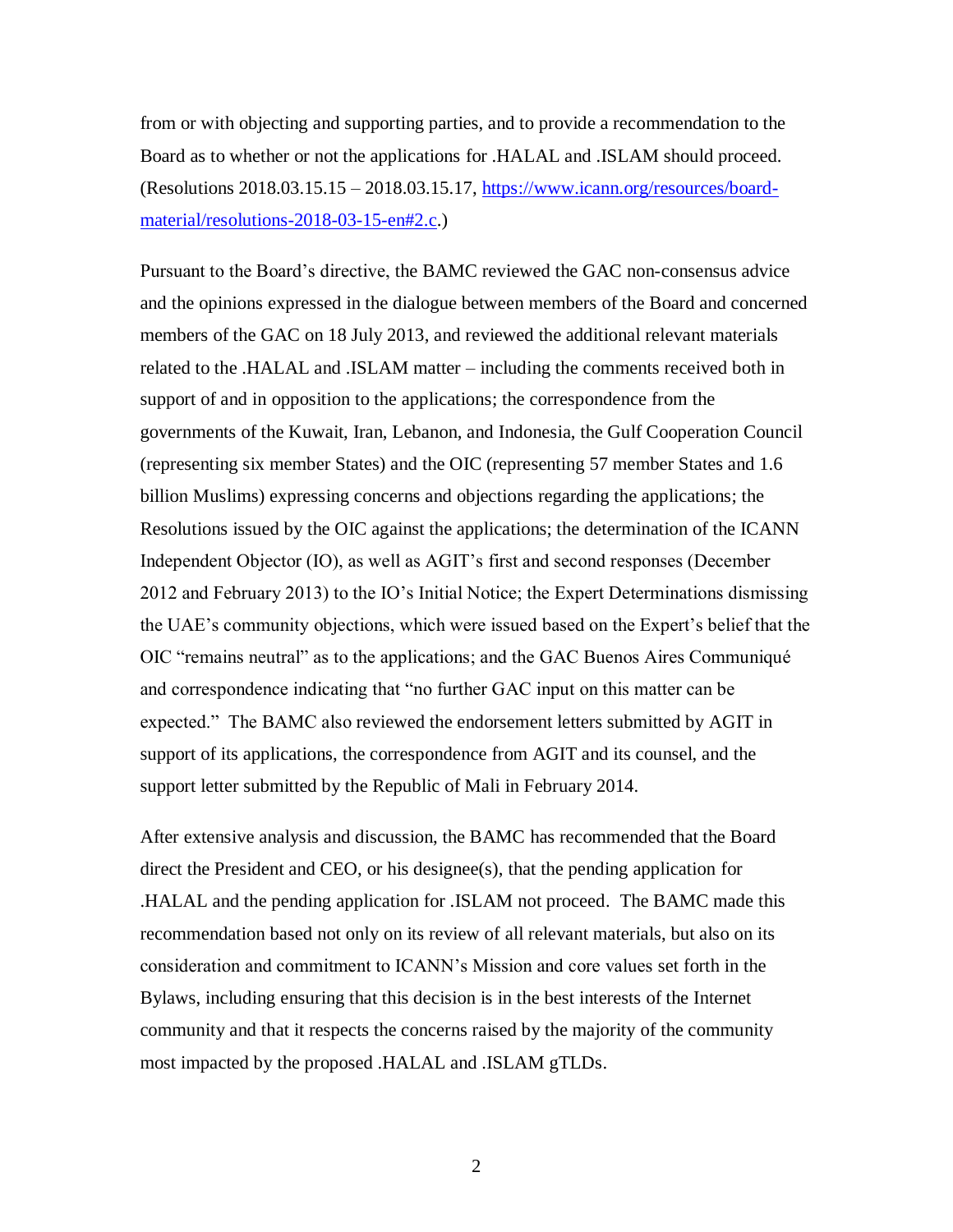from or with objecting and supporting parties, and to provide a recommendation to the Board as to whether or not the applications for .HALAL and .ISLAM should proceed. (Resolutions 2018.03.15.15 – 2018.03.15.17, [https://www.icann.org/resources/board-material/resolutions-2018-03-15-en#2.c](https://www.icann.org/resources/board-material/resolutions-2018-03-15-en#2.c).)

Pursuant to the Board's directive, the BAMC reviewed the GAC non-consensus advice and the opinions expressed in the dialogue between members of the Board and concerned members of the GAC on 18 July 2013, and reviewed the additional relevant materials related to the .HALAL and .ISLAM matter – including the comments received both in support of and in opposition to the applications; the correspondence from the governments of the Kuwait, Iran, Lebanon, and Indonesia, the Gulf Cooperation Council (representing six member States) and the OIC (representing 57 member States and 1.6 billion Muslims) expressing concerns and objections regarding the applications; the Resolutions issued by the OIC against the applications; the determination of the ICANN Independent Objector (IO), as well as AGIT's first and second responses (December 2012 and February 2013) to the IO's Initial Notice; the Expert Determinations dismissing the UAE's community objections, which were issued based on the Expert's belief that the OIC "remains neutral" as to the applications; and the GAC Buenos Aires Communiqué and correspondence indicating that "no further GAC input on this matter can be expected." The BAMC also reviewed the endorsement letters submitted by AGIT in support of its applications, the correspondence from AGIT and its counsel, and the support letter submitted by the Republic of Mali in February 2014.

After extensive analysis and discussion, the BAMC has recommended that the Board direct the President and CEO, or his designee(s), that the pending application for .HALAL and the pending application for .ISLAM not proceed. The BAMC made this recommendation based not only on its review of all relevant materials, but also on its consideration and commitment to ICANN's Mission and core values set forth in the Bylaws, including ensuring that this decision is in the best interests of the Internet community and that it respects the concerns raised by the majority of the community most impacted by the proposed .HALAL and .ISLAM gTLDs.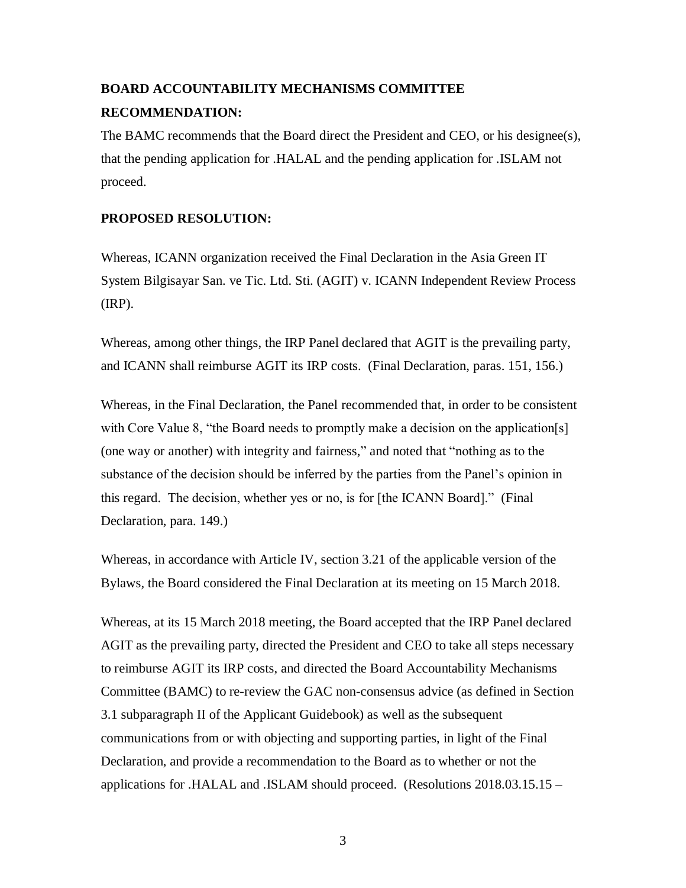**BOARD ACCOUNTABILITY MECHANISMS COMMITTEE RECOMMENDATION:**

The BAMC recommends that the Board direct the President and CEO, or his designee(s), that the pending application for .HALAL and the pending application for .ISLAM not proceed.

**PROPOSED RESOLUTION:**

Whereas, ICANN organization received the Final Declaration in the Asia Green IT System Bilgisayar San. ve Tic. Ltd. Sti. (AGIT) v. ICANN Independent Review Process (IRP).

Whereas, among other things, the IRP Panel declared that AGIT is the prevailing party, and ICANN shall reimburse AGIT its IRP costs. (Final Declaration, paras. 151, 156.)

Whereas, in the Final Declaration, the Panel recommended that, in order to be consistent with Core Value 8, "the Board needs to promptly make a decision on the application[s] (one way or another) with integrity and fairness," and noted that "nothing as to the substance of the decision should be inferred by the parties from the Panel's opinion in this regard. The decision, whether yes or no, is for [the ICANN Board]." (Final Declaration, para. 149.)

Whereas, in accordance with Article IV, section 3.21 of the applicable version of the Bylaws, the Board considered the Final Declaration at its meeting on 15 March 2018.

Whereas, at its 15 March 2018 meeting, the Board accepted that the IRP Panel declared AGIT as the prevailing party, directed the President and CEO to take all steps necessary to reimburse AGIT its IRP costs, and directed the Board Accountability Mechanisms Committee (BAMC) to re-review the GAC non-consensus advice (as defined in Section 3.1 subparagraph II of the Applicant Guidebook) as well as the subsequent communications from or with objecting and supporting parties, in light of the Final Declaration, and provide a recommendation to the Board as to whether or not the applications for .HALAL and .ISLAM should proceed. (Resolutions 2018.03.15.15 –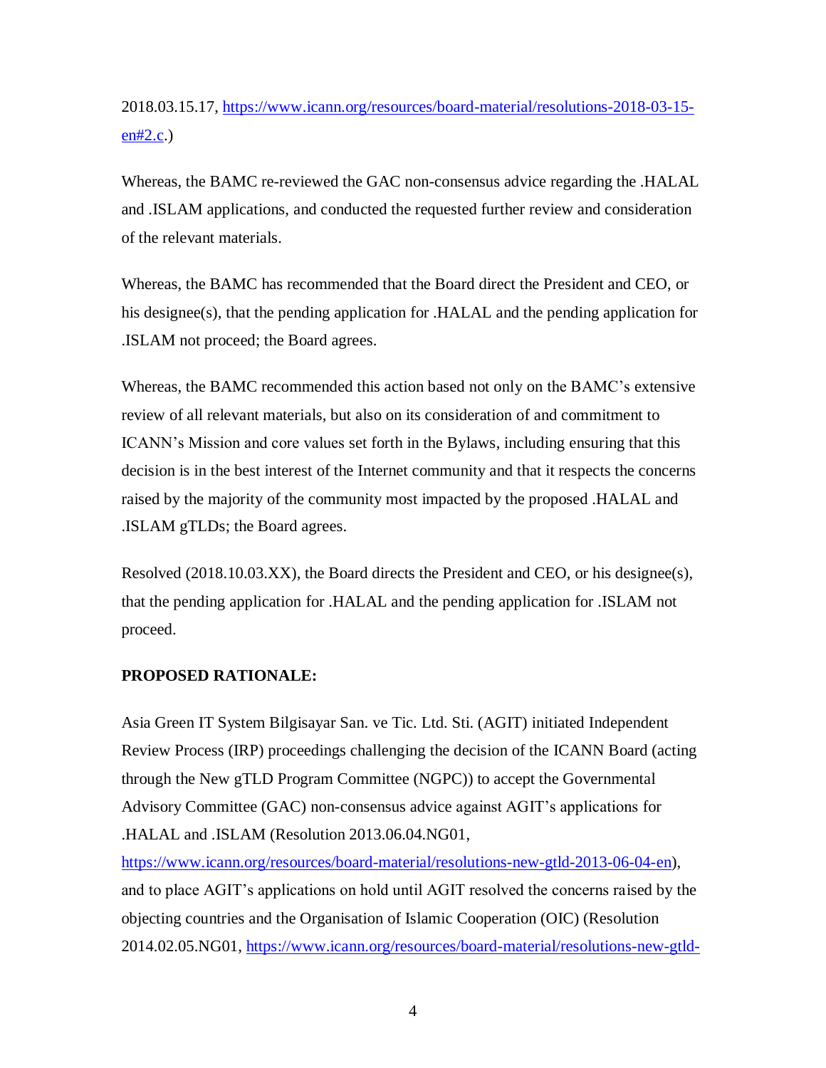2018.03.15.17, https://www.icann.org/resources/board-material/resolutions-2018-03-15-en#2.c.)

Whereas, the BAMC re-reviewed the GAC non-consensus advice regarding the .HALAL and .ISLAM applications, and conducted the requested further review and consideration of the relevant materials.

Whereas, the BAMC has recommended that the Board direct the President and CEO, or his designee(s), that the pending application for .HALAL and the pending application for .ISLAM not proceed; the Board agrees.

Whereas, the BAMC recommended this action based not only on the BAMC's extensive review of all relevant materials, but also on its consideration of and commitment to ICANN's Mission and core values set forth in the Bylaws, including ensuring that this decision is in the best interest of the Internet community and that it respects the concerns raised by the majority of the community most impacted by the proposed .HALAL and .ISLAM gTLDs; the Board agrees.

Resolved (2018.10.03.XX), the Board directs the President and CEO, or his designee(s), that the pending application for .HALAL and the pending application for .ISLAM not proceed.

**PROPOSED RATIONALE:**

Asia Green IT System Bilgisayar San. ve Tic. Ltd. Sti. (AGIT) initiated Independent Review Process (IRP) proceedings challenging the decision of the ICANN Board (acting through the New gTLD Program Committee (NGPC)) to accept the Governmental Advisory Committee (GAC) non-consensus advice against AGIT's applications for .HALAL and .ISLAM (Resolution 2013.06.04.NG01, https://www.icann.org/resources/board-material/resolutions-new-gtld-2013-06-04-en), and to place AGIT's applications on hold until AGIT resolved the concerns raised by the objecting countries and the Organisation of Islamic Cooperation (OIC) (Resolution 2014.02.05.NG01, https://www.icann.org/resources/board-material/resolutions-new-gtld-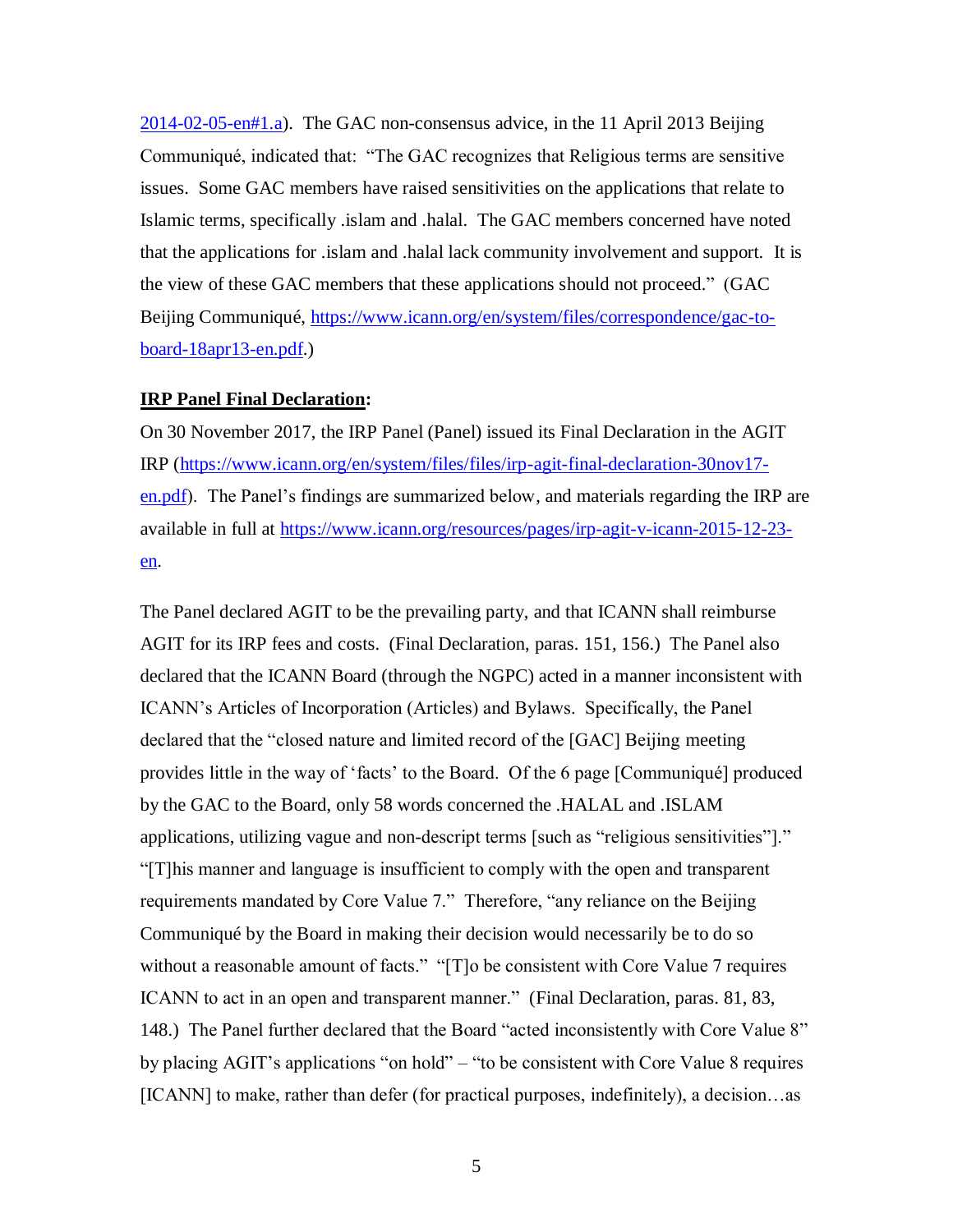2014-02-05-en#1.a). The GAC non-consensus advice, in the 11 April 2013 Beijing Communiqué, indicated that: "The GAC recognizes that Religious terms are sensitive issues. Some GAC members have raised sensitivities on the applications that relate to Islamic terms, specifically .islam and .halal. The GAC members concerned have noted that the applications for .islam and .halal lack community involvement and support. It is the view of these GAC members that these applications should not proceed." (GAC Beijing Communiqué, https://www.icann.org/en/system/files/correspondence/gac-to-board-18apr13-en.pdf.)

**IRP Panel Final Declaration:**

On 30 November 2017, the IRP Panel (Panel) issued its Final Declaration in the AGIT IRP (https://www.icann.org/en/system/files/files/irp-agit-final-declaration-30nov17-en.pdf). The Panel's findings are summarized below, and materials regarding the IRP are available in full at https://www.icann.org/resources/pages/irp-agit-v-icann-2015-12-23-en.

The Panel declared AGIT to be the prevailing party, and that ICANN shall reimburse AGIT for its IRP fees and costs. (Final Declaration, paras. 151, 156.) The Panel also declared that the ICANN Board (through the NGPC) acted in a manner inconsistent with ICANN's Articles of Incorporation (Articles) and Bylaws. Specifically, the Panel declared that the "closed nature and limited record of the [GAC] Beijing meeting provides little in the way of 'facts' to the Board. Of the 6 page [Communiqué] produced by the GAC to the Board, only 58 words concerned the .HALAL and .ISLAM applications, utilizing vague and non-descript terms [such as "religious sensitivities"]." "[T]his manner and language is insufficient to comply with the open and transparent requirements mandated by Core Value 7." Therefore, "any reliance on the Beijing Communiqué by the Board in making their decision would necessarily be to do so without a reasonable amount of facts." "[T]o be consistent with Core Value 7 requires ICANN to act in an open and transparent manner." (Final Declaration, paras. 81, 83, 148.) The Panel further declared that the Board "acted inconsistently with Core Value 8" by placing AGIT's applications "on hold" – "to be consistent with Core Value 8 requires [ICANN] to make, rather than defer (for practical purposes, indefinitely), a decision…as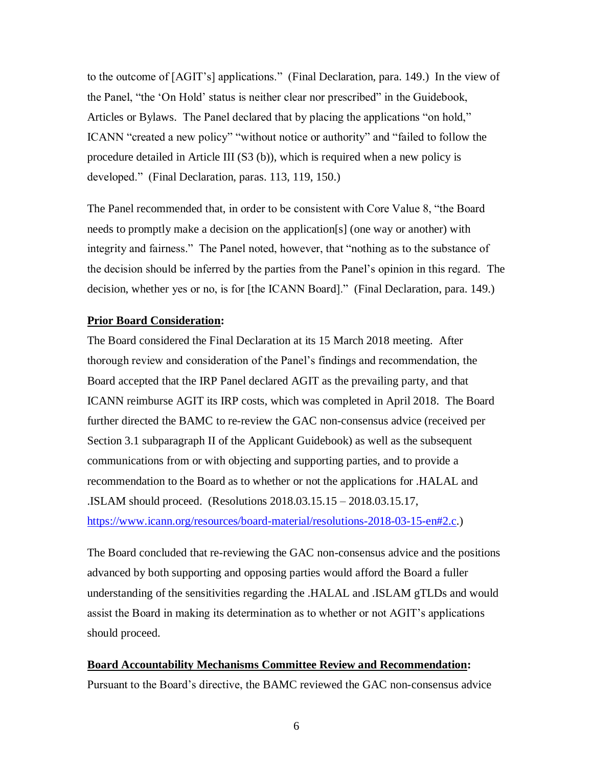to the outcome of [AGIT's] applications." (Final Declaration, para. 149.) In the view of the Panel, "the 'On Hold' status is neither clear nor prescribed" in the Guidebook, Articles or Bylaws. The Panel declared that by placing the applications "on hold," ICANN "created a new policy" "without notice or authority" and "failed to follow the procedure detailed in Article III (S3 (b)), which is required when a new policy is developed." (Final Declaration, paras. 113, 119, 150.)

The Panel recommended that, in order to be consistent with Core Value 8, "the Board needs to promptly make a decision on the application[s] (one way or another) with integrity and fairness." The Panel noted, however, that "nothing as to the substance of the decision should be inferred by the parties from the Panel's opinion in this regard. The decision, whether yes or no, is for [the ICANN Board]." (Final Declaration, para. 149.)

**Prior Board Consideration:**

The Board considered the Final Declaration at its 15 March 2018 meeting. After thorough review and consideration of the Panel's findings and recommendation, the Board accepted that the IRP Panel declared AGIT as the prevailing party, and that ICANN reimburse AGIT its IRP costs, which was completed in April 2018. The Board further directed the BAMC to re-review the GAC non-consensus advice (received per Section 3.1 subparagraph II of the Applicant Guidebook) as well as the subsequent communications from or with objecting and supporting parties, and to provide a recommendation to the Board as to whether or not the applications for .HALAL and .ISLAM should proceed. (Resolutions 2018.03.15.15 – 2018.03.15.17, https://www.icann.org/resources/board-material/resolutions-2018-03-15-en#2.c.)

The Board concluded that re-reviewing the GAC non-consensus advice and the positions advanced by both supporting and opposing parties would afford the Board a fuller understanding of the sensitivities regarding the .HALAL and .ISLAM gTLDs and would assist the Board in making its determination as to whether or not AGIT's applications should proceed.

**Board Accountability Mechanisms Committee Review and Recommendation:**

Pursuant to the Board's directive, the BAMC reviewed the GAC non-consensus advice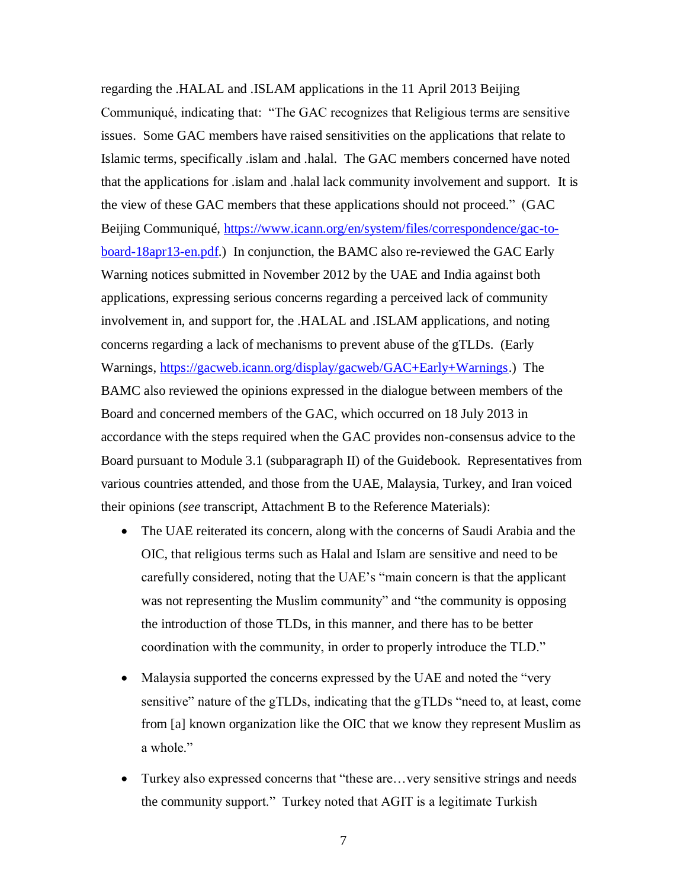regarding the .HALAL and .ISLAM applications in the 11 April 2013 Beijing Communiqué, indicating that: "The GAC recognizes that Religious terms are sensitive issues. Some GAC members have raised sensitivities on the applications that relate to Islamic terms, specifically .islam and .halal. The GAC members concerned have noted that the applications for .islam and .halal lack community involvement and support. It is the view of these GAC members that these applications should not proceed." (GAC Beijing Communiqué, [https://www.icann.org/en/system/files/correspondence/gac-to-board-18apr13-en.pdf](https://www.icann.org/en/system/files/correspondence/gac-to-board-18apr13-en.pdf).) In conjunction, the BAMC also re-reviewed the GAC Early Warning notices submitted in November 2012 by the UAE and India against both applications, expressing serious concerns regarding a perceived lack of community involvement in, and support for, the .HALAL and .ISLAM applications, and noting concerns regarding a lack of mechanisms to prevent abuse of the gTLDs. (Early Warnings, [https://gacweb.icann.org/display/gacweb/GAC+Early+Warnings](https://gacweb.icann.org/display/gacweb/GAC+Early+Warnings).) The BAMC also reviewed the opinions expressed in the dialogue between members of the Board and concerned members of the GAC, which occurred on 18 July 2013 in accordance with the steps required when the GAC provides non-consensus advice to the Board pursuant to Module 3.1 (subparagraph II) of the Guidebook. Representatives from various countries attended, and those from the UAE, Malaysia, Turkey, and Iran voiced their opinions (*see* transcript, Attachment B to the Reference Materials):

- The UAE reiterated its concern, along with the concerns of Saudi Arabia and the OIC, that religious terms such as Halal and Islam are sensitive and need to be carefully considered, noting that the UAE's "main concern is that the applicant was not representing the Muslim community" and "the community is opposing the introduction of those TLDs, in this manner, and there has to be better coordination with the community, in order to properly introduce the TLD."

- Malaysia supported the concerns expressed by the UAE and noted the "very sensitive" nature of the gTLDs, indicating that the gTLDs "need to, at least, come from [a] known organization like the OIC that we know they represent Muslim as a whole."

- Turkey also expressed concerns that "these are…very sensitive strings and needs the community support." Turkey noted that AGIT is a legitimate Turkish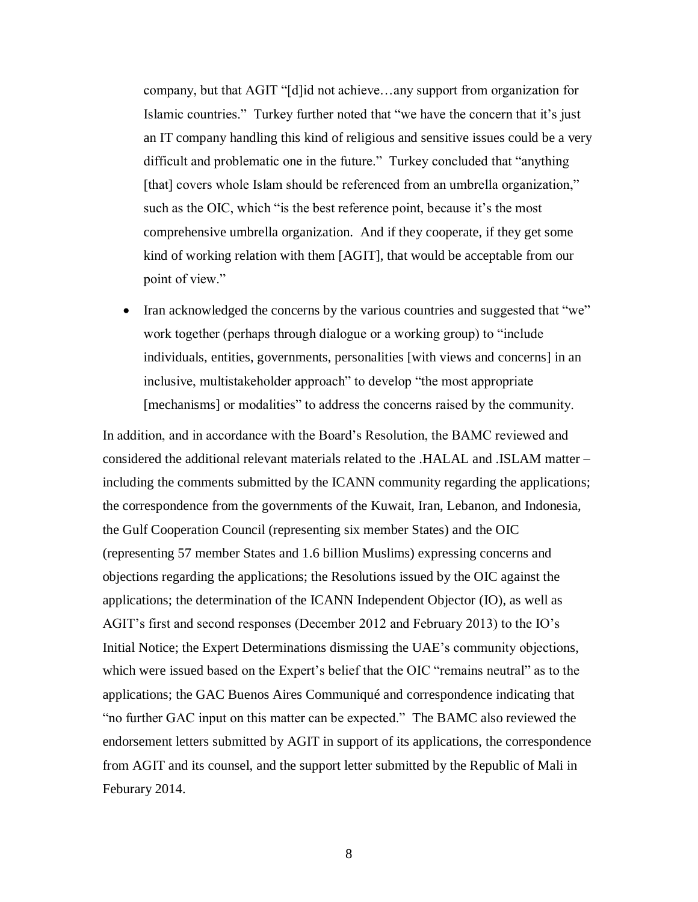company, but that AGIT "[d]id not achieve…any support from organization for Islamic countries." Turkey further noted that "we have the concern that it's just an IT company handling this kind of religious and sensitive issues could be a very difficult and problematic one in the future." Turkey concluded that "anything [that] covers whole Islam should be referenced from an umbrella organization," such as the OIC, which "is the best reference point, because it's the most comprehensive umbrella organization. And if they cooperate, if they get some kind of working relation with them [AGIT], that would be acceptable from our point of view."

- Iran acknowledged the concerns by the various countries and suggested that "we" work together (perhaps through dialogue or a working group) to "include individuals, entities, governments, personalities [with views and concerns] in an inclusive, multistakeholder approach" to develop "the most appropriate [mechanisms] or modalities" to address the concerns raised by the community.

In addition, and in accordance with the Board's Resolution, the BAMC reviewed and considered the additional relevant materials related to the .HALAL and .ISLAM matter – including the comments submitted by the ICANN community regarding the applications; the correspondence from the governments of the Kuwait, Iran, Lebanon, and Indonesia, the Gulf Cooperation Council (representing six member States) and the OIC (representing 57 member States and 1.6 billion Muslims) expressing concerns and objections regarding the applications; the Resolutions issued by the OIC against the applications; the determination of the ICANN Independent Objector (IO), as well as AGIT's first and second responses (December 2012 and February 2013) to the IO's Initial Notice; the Expert Determinations dismissing the UAE's community objections, which were issued based on the Expert's belief that the OIC "remains neutral" as to the applications; the GAC Buenos Aires Communiqué and correspondence indicating that "no further GAC input on this matter can be expected." The BAMC also reviewed the endorsement letters submitted by AGIT in support of its applications, the correspondence from AGIT and its counsel, and the support letter submitted by the Republic of Mali in Feburary 2014.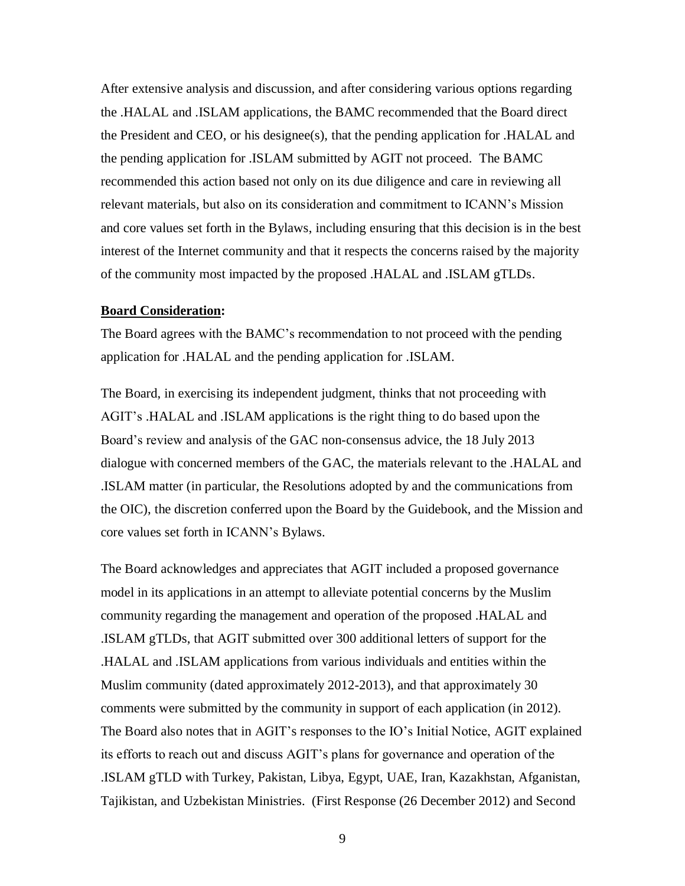After extensive analysis and discussion, and after considering various options regarding the .HALAL and .ISLAM applications, the BAMC recommended that the Board direct the President and CEO, or his designee(s), that the pending application for .HALAL and the pending application for .ISLAM submitted by AGIT not proceed. The BAMC recommended this action based not only on its due diligence and care in reviewing all relevant materials, but also on its consideration and commitment to ICANN's Mission and core values set forth in the Bylaws, including ensuring that this decision is in the best interest of the Internet community and that it respects the concerns raised by the majority of the community most impacted by the proposed .HALAL and .ISLAM gTLDs.

**Board Consideration:**

The Board agrees with the BAMC's recommendation to not proceed with the pending application for .HALAL and the pending application for .ISLAM.

The Board, in exercising its independent judgment, thinks that not proceeding with AGIT's .HALAL and .ISLAM applications is the right thing to do based upon the Board's review and analysis of the GAC non-consensus advice, the 18 July 2013 dialogue with concerned members of the GAC, the materials relevant to the .HALAL and .ISLAM matter (in particular, the Resolutions adopted by and the communications from the OIC), the discretion conferred upon the Board by the Guidebook, and the Mission and core values set forth in ICANN's Bylaws.

The Board acknowledges and appreciates that AGIT included a proposed governance model in its applications in an attempt to alleviate potential concerns by the Muslim community regarding the management and operation of the proposed .HALAL and .ISLAM gTLDs, that AGIT submitted over 300 additional letters of support for the .HALAL and .ISLAM applications from various individuals and entities within the Muslim community (dated approximately 2012-2013), and that approximately 30 comments were submitted by the community in support of each application (in 2012). The Board also notes that in AGIT's responses to the IO's Initial Notice, AGIT explained its efforts to reach out and discuss AGIT's plans for governance and operation of the .ISLAM gTLD with Turkey, Pakistan, Libya, Egypt, UAE, Iran, Kazakhstan, Afganistan, Tajikistan, and Uzbekistan Ministries. (First Response (26 December 2012) and Second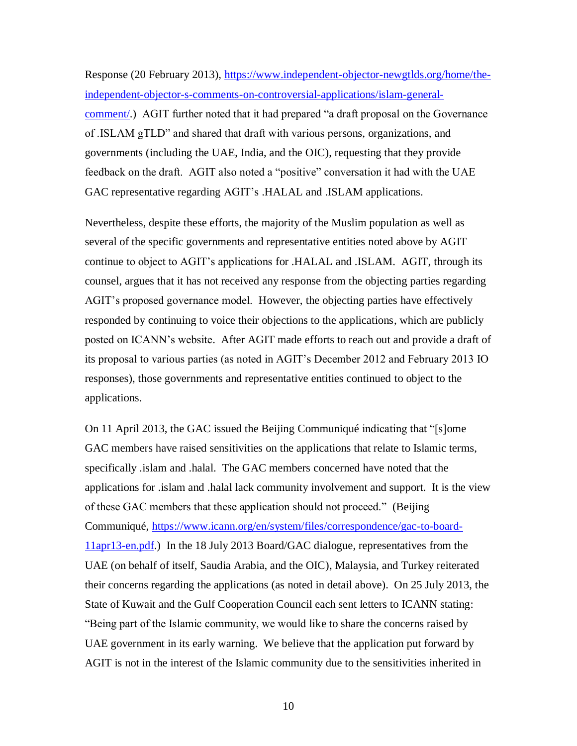Response (20 February 2013), [https://www.independent-objector-newgtlds.org/home/the-independent-objector-s-comments-on-controversial-applications/islam-general-comment/](https://www.independent-objector-newgtlds.org/home/the-independent-objector-s-comments-on-controversial-applications/islam-general-comment/).) AGIT further noted that it had prepared "a draft proposal on the Governance of .ISLAM gTLD" and shared that draft with various persons, organizations, and governments (including the UAE, India, and the OIC), requesting that they provide feedback on the draft. AGIT also noted a "positive" conversation it had with the UAE GAC representative regarding AGIT's .HALAL and .ISLAM applications.

Nevertheless, despite these efforts, the majority of the Muslim population as well as several of the specific governments and representative entities noted above by AGIT continue to object to AGIT's applications for .HALAL and .ISLAM. AGIT, through its counsel, argues that it has not received any response from the objecting parties regarding AGIT's proposed governance model. However, the objecting parties have effectively responded by continuing to voice their objections to the applications, which are publicly posted on ICANN's website. After AGIT made efforts to reach out and provide a draft of its proposal to various parties (as noted in AGIT's December 2012 and February 2013 IO responses), those governments and representative entities continued to object to the applications.

On 11 April 2013, the GAC issued the Beijing Communiqué indicating that "[s]ome GAC members have raised sensitivities on the applications that relate to Islamic terms, specifically .islam and .halal. The GAC members concerned have noted that the applications for .islam and .halal lack community involvement and support. It is the view of these GAC members that these application should not proceed." (Beijing Communiqué, [https://www.icann.org/en/system/files/correspondence/gac-to-board-11apr13-en.pdf](https://www.icann.org/en/system/files/correspondence/gac-to-board-11apr13-en.pdf).) In the 18 July 2013 Board/GAC dialogue, representatives from the UAE (on behalf of itself, Saudia Arabia, and the OIC), Malaysia, and Turkey reiterated their concerns regarding the applications (as noted in detail above). On 25 July 2013, the State of Kuwait and the Gulf Cooperation Council each sent letters to ICANN stating: "Being part of the Islamic community, we would like to share the concerns raised by UAE government in its early warning. We believe that the application put forward by AGIT is not in the interest of the Islamic community due to the sensitivities inherited in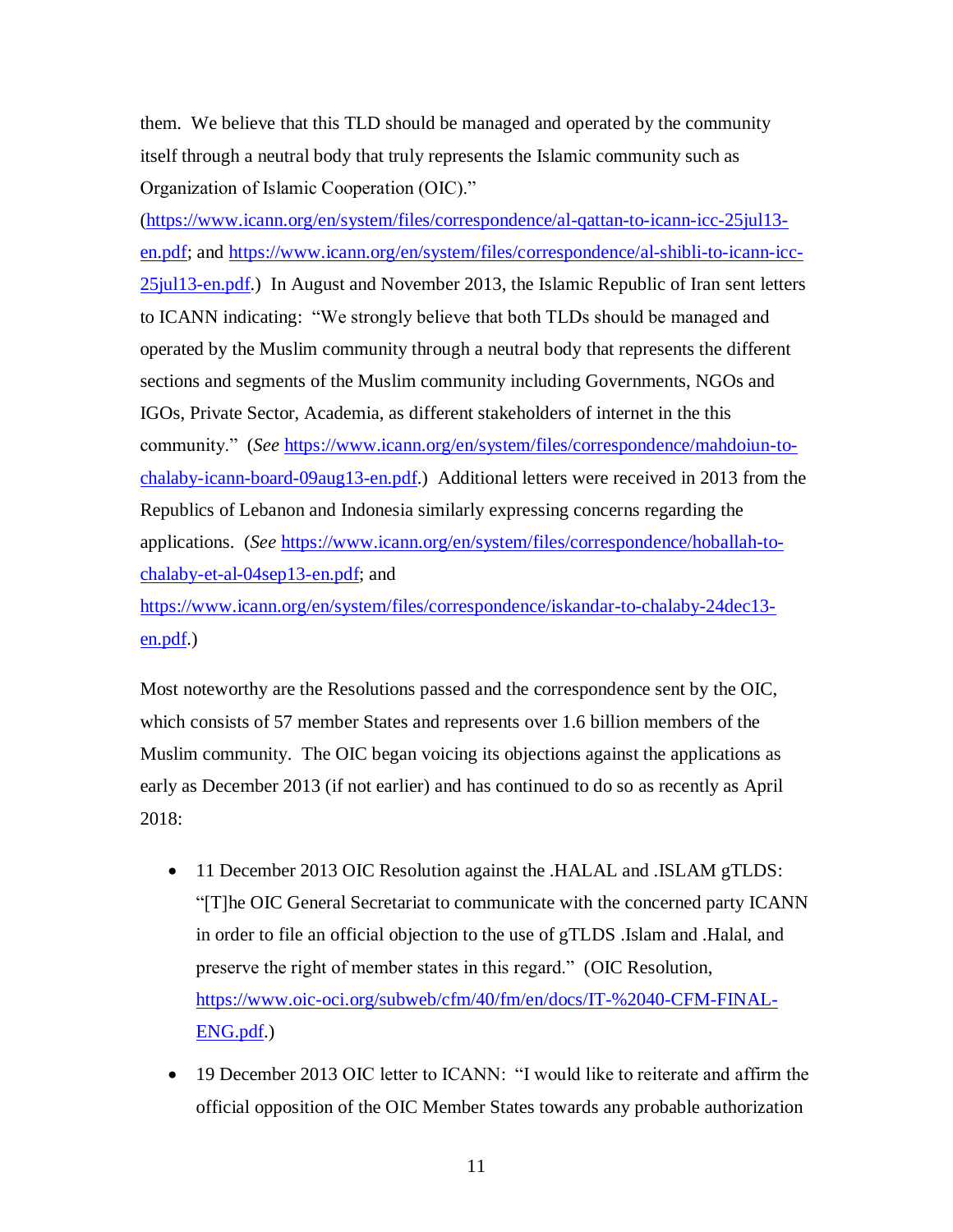them. We believe that this TLD should be managed and operated by the community itself through a neutral body that truly represents the Islamic community such as Organization of Islamic Cooperation (OIC)." (https://www.icann.org/en/system/files/correspondence/al-qattan-to-icann-icc-25jul13-en.pdf; and https://www.icann.org/en/system/files/correspondence/al-shibli-to-icann-icc-25jul13-en.pdf.) In August and November 2013, the Islamic Republic of Iran sent letters to ICANN indicating: "We strongly believe that both TLDs should be managed and operated by the Muslim community through a neutral body that represents the different sections and segments of the Muslim community including Governments, NGOs and IGOs, Private Sector, Academia, as different stakeholders of internet in the this community." (*See* https://www.icann.org/en/system/files/correspondence/mahdoiun-to-chalaby-icann-board-09aug13-en.pdf.) Additional letters were received in 2013 from the Republics of Lebanon and Indonesia similarly expressing concerns regarding the applications. (*See* https://www.icann.org/en/system/files/correspondence/hoballah-to-chalaby-et-al-04sep13-en.pdf; and https://www.icann.org/en/system/files/correspondence/iskandar-to-chalaby-24dec13-en.pdf.)

Most noteworthy are the Resolutions passed and the correspondence sent by the OIC, which consists of 57 member States and represents over 1.6 billion members of the Muslim community. The OIC began voicing its objections against the applications as early as December 2013 (if not earlier) and has continued to do so as recently as April 2018:

- 11 December 2013 OIC Resolution against the .HALAL and .ISLAM gTLDS: "[T]he OIC General Secretariat to communicate with the concerned party ICANN in order to file an official objection to the use of gTLDS .Islam and .Halal, and preserve the right of member states in this regard." (OIC Resolution, https://www.oic-oci.org/subweb/cfm/40/fm/en/docs/IT-%2040-CFM-FINAL-ENG.pdf.)
- 19 December 2013 OIC letter to ICANN: "I would like to reiterate and affirm the official opposition of the OIC Member States towards any probable authorization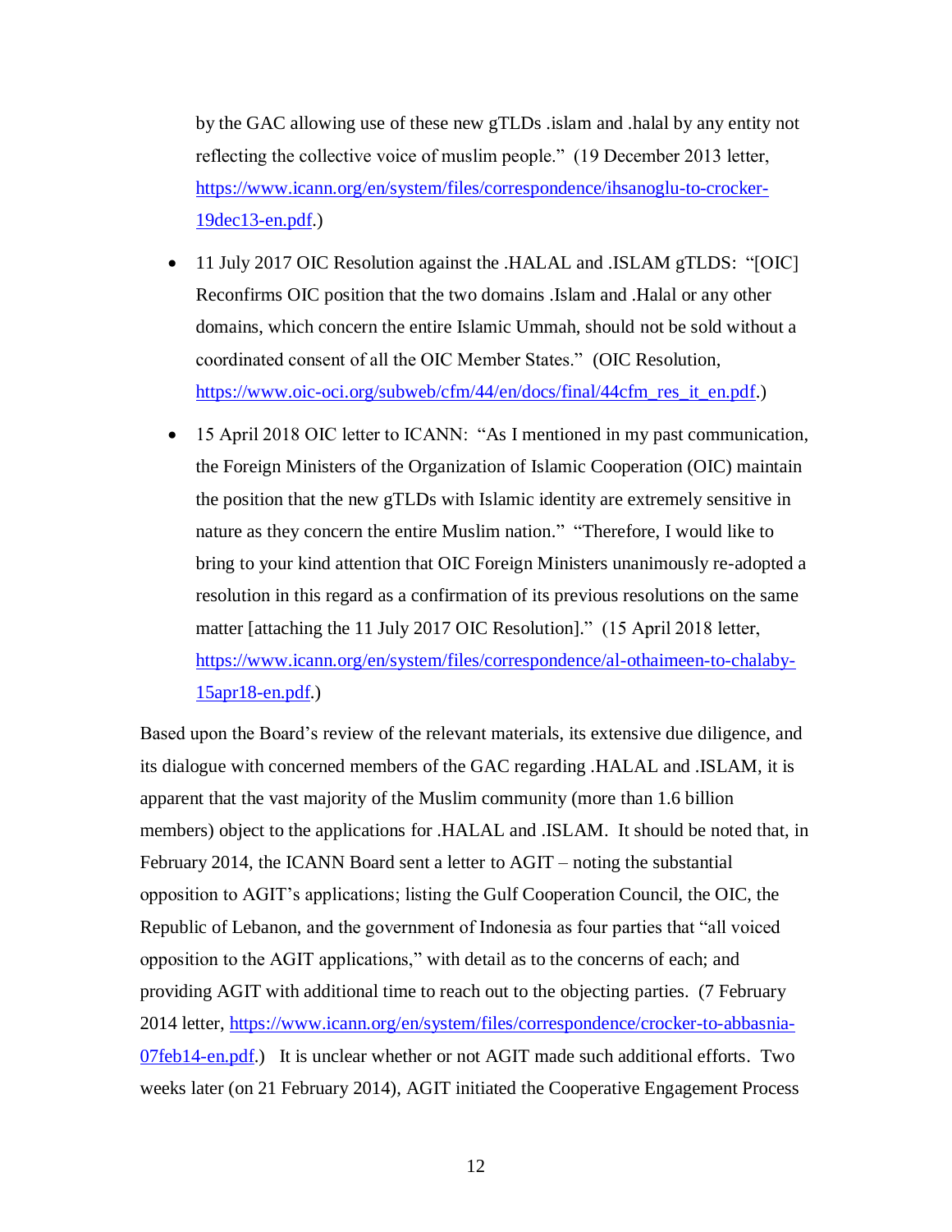by the GAC allowing use of these new gTLDs .islam and .halal by any entity not reflecting the collective voice of muslim people." (19 December 2013 letter, https://www.icann.org/en/system/files/correspondence/ihsanoglu-to-crocker-19dec13-en.pdf.)

- 11 July 2017 OIC Resolution against the .HALAL and .ISLAM gTLDS: "[OIC] Reconfirms OIC position that the two domains .Islam and .Halal or any other domains, which concern the entire Islamic Ummah, should not be sold without a coordinated consent of all the OIC Member States." (OIC Resolution, https://www.oic-oci.org/subweb/cfm/44/en/docs/final/44cfm_res_it_en.pdf.)
- 15 April 2018 OIC letter to ICANN: "As I mentioned in my past communication, the Foreign Ministers of the Organization of Islamic Cooperation (OIC) maintain the position that the new gTLDs with Islamic identity are extremely sensitive in nature as they concern the entire Muslim nation." "Therefore, I would like to bring to your kind attention that OIC Foreign Ministers unanimously re-adopted a resolution in this regard as a confirmation of its previous resolutions on the same matter [attaching the 11 July 2017 OIC Resolution]." (15 April 2018 letter, https://www.icann.org/en/system/files/correspondence/al-othaimeen-to-chalaby-15apr18-en.pdf.)

Based upon the Board's review of the relevant materials, its extensive due diligence, and its dialogue with concerned members of the GAC regarding .HALAL and .ISLAM, it is apparent that the vast majority of the Muslim community (more than 1.6 billion members) object to the applications for .HALAL and .ISLAM. It should be noted that, in February 2014, the ICANN Board sent a letter to AGIT – noting the substantial opposition to AGIT's applications; listing the Gulf Cooperation Council, the OIC, the Republic of Lebanon, and the government of Indonesia as four parties that "all voiced opposition to the AGIT applications," with detail as to the concerns of each; and providing AGIT with additional time to reach out to the objecting parties. (7 February 2014 letter, https://www.icann.org/en/system/files/correspondence/crocker-to-abbasnia-07feb14-en.pdf.) It is unclear whether or not AGIT made such additional efforts. Two weeks later (on 21 February 2014), AGIT initiated the Cooperative Engagement Process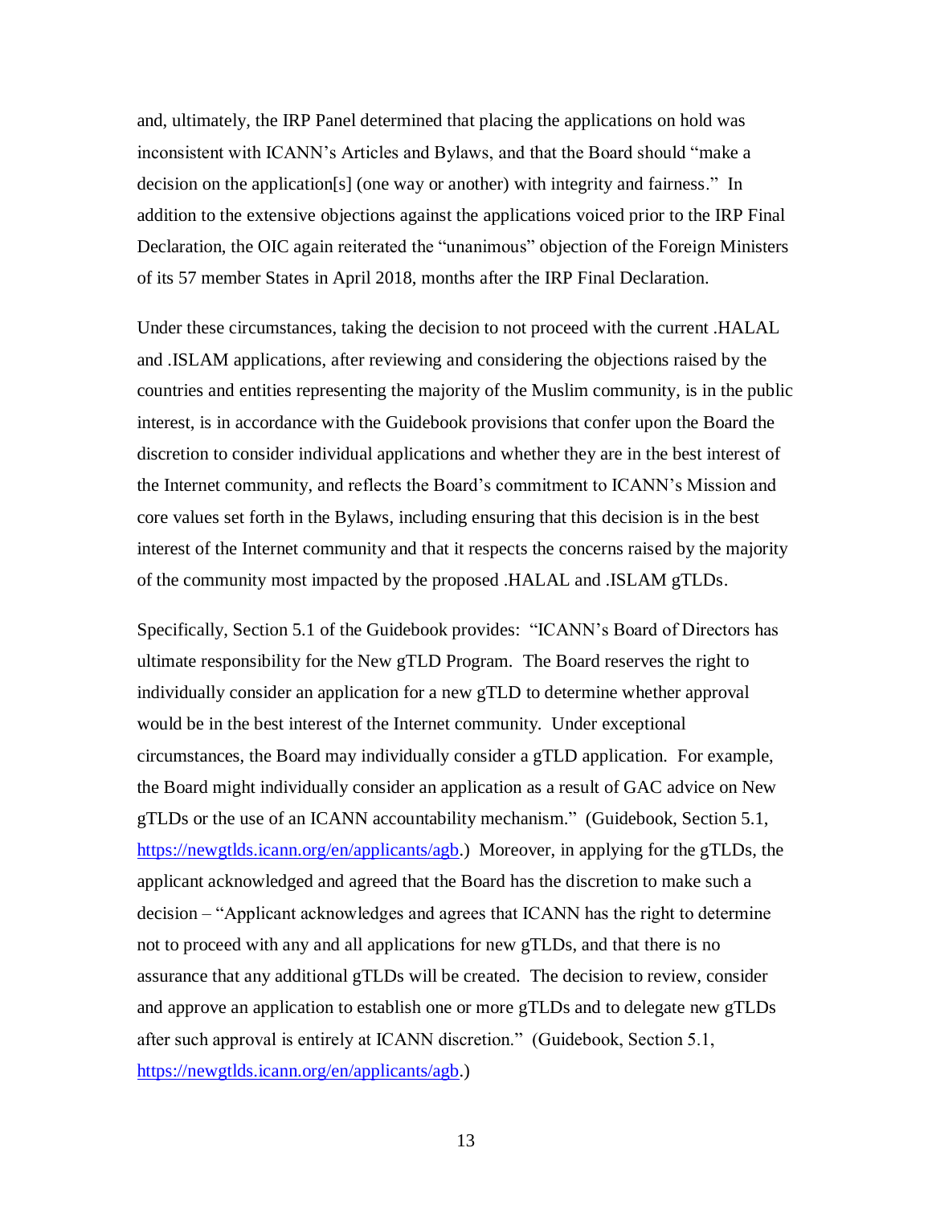and, ultimately, the IRP Panel determined that placing the applications on hold was inconsistent with ICANN's Articles and Bylaws, and that the Board should "make a decision on the application[s] (one way or another) with integrity and fairness." In addition to the extensive objections against the applications voiced prior to the IRP Final Declaration, the OIC again reiterated the "unanimous" objection of the Foreign Ministers of its 57 member States in April 2018, months after the IRP Final Declaration.

Under these circumstances, taking the decision to not proceed with the current .HALAL and .ISLAM applications, after reviewing and considering the objections raised by the countries and entities representing the majority of the Muslim community, is in the public interest, is in accordance with the Guidebook provisions that confer upon the Board the discretion to consider individual applications and whether they are in the best interest of the Internet community, and reflects the Board's commitment to ICANN's Mission and core values set forth in the Bylaws, including ensuring that this decision is in the best interest of the Internet community and that it respects the concerns raised by the majority of the community most impacted by the proposed .HALAL and .ISLAM gTLDs.

Specifically, Section 5.1 of the Guidebook provides: "ICANN's Board of Directors has ultimate responsibility for the New gTLD Program. The Board reserves the right to individually consider an application for a new gTLD to determine whether approval would be in the best interest of the Internet community. Under exceptional circumstances, the Board may individually consider a gTLD application. For example, the Board might individually consider an application as a result of GAC advice on New gTLDs or the use of an ICANN accountability mechanism." (Guidebook, Section 5.1, https://newgtlds.icann.org/en/applicants/agb.) Moreover, in applying for the gTLDs, the applicant acknowledged and agreed that the Board has the discretion to make such a decision – "Applicant acknowledges and agrees that ICANN has the right to determine not to proceed with any and all applications for new gTLDs, and that there is no assurance that any additional gTLDs will be created. The decision to review, consider and approve an application to establish one or more gTLDs and to delegate new gTLDs after such approval is entirely at ICANN discretion." (Guidebook, Section 5.1, https://newgtlds.icann.org/en/applicants/agb.)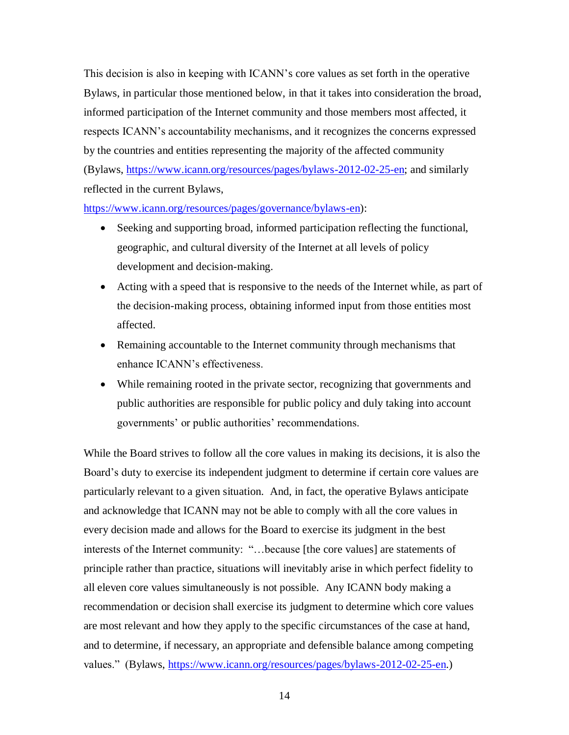This decision is also in keeping with ICANN's core values as set forth in the operative Bylaws, in particular those mentioned below, in that it takes into consideration the broad, informed participation of the Internet community and those members most affected, it respects ICANN's accountability mechanisms, and it recognizes the concerns expressed by the countries and entities representing the majority of the affected community (Bylaws, https://www.icann.org/resources/pages/bylaws-2012-02-25-en; and similarly reflected in the current Bylaws, https://www.icann.org/resources/pages/governance/bylaws-en):

- Seeking and supporting broad, informed participation reflecting the functional, geographic, and cultural diversity of the Internet at all levels of policy development and decision-making.
- Acting with a speed that is responsive to the needs of the Internet while, as part of the decision-making process, obtaining informed input from those entities most affected.
- Remaining accountable to the Internet community through mechanisms that enhance ICANN's effectiveness.
- While remaining rooted in the private sector, recognizing that governments and public authorities are responsible for public policy and duly taking into account governments' or public authorities' recommendations.

While the Board strives to follow all the core values in making its decisions, it is also the Board's duty to exercise its independent judgment to determine if certain core values are particularly relevant to a given situation. And, in fact, the operative Bylaws anticipate and acknowledge that ICANN may not be able to comply with all the core values in every decision made and allows for the Board to exercise its judgment in the best interests of the Internet community: "…because [the core values] are statements of principle rather than practice, situations will inevitably arise in which perfect fidelity to all eleven core values simultaneously is not possible. Any ICANN body making a recommendation or decision shall exercise its judgment to determine which core values are most relevant and how they apply to the specific circumstances of the case at hand, and to determine, if necessary, an appropriate and defensible balance among competing values." (Bylaws, https://www.icann.org/resources/pages/bylaws-2012-02-25-en.)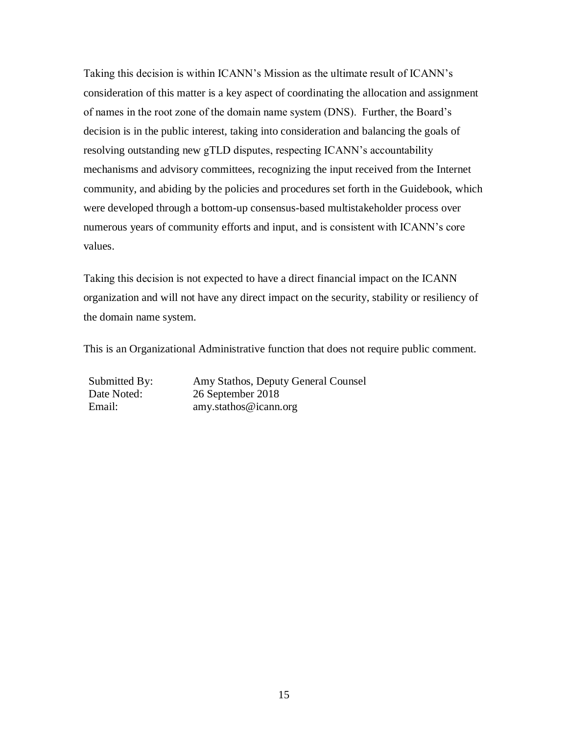Taking this decision is within ICANN's Mission as the ultimate result of ICANN's consideration of this matter is a key aspect of coordinating the allocation and assignment of names in the root zone of the domain name system (DNS). Further, the Board's decision is in the public interest, taking into consideration and balancing the goals of resolving outstanding new gTLD disputes, respecting ICANN's accountability mechanisms and advisory committees, recognizing the input received from the Internet community, and abiding by the policies and procedures set forth in the Guidebook, which were developed through a bottom-up consensus-based multistakeholder process over numerous years of community efforts and input, and is consistent with ICANN's core values.

Taking this decision is not expected to have a direct financial impact on the ICANN organization and will not have any direct impact on the security, stability or resiliency of the domain name system.

This is an Organizational Administrative function that does not require public comment.

| | |
|---|---|
| Submitted By: | Amy Stathos, Deputy General Counsel |
| Date Noted: | 26 September 2018 |
| Email: | amy.stathos@icann.org |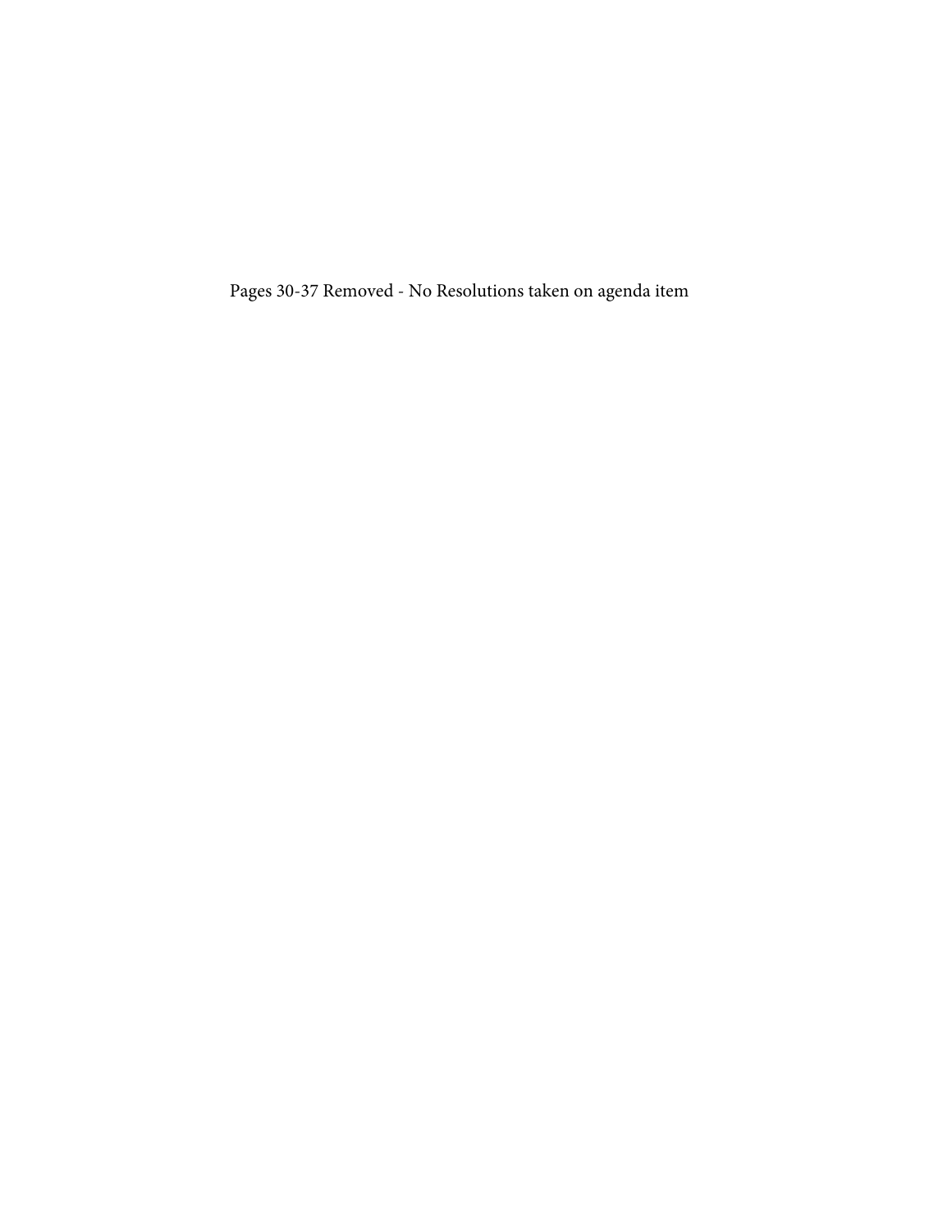Pages 30-37 Removed - No Resolutions taken on agenda item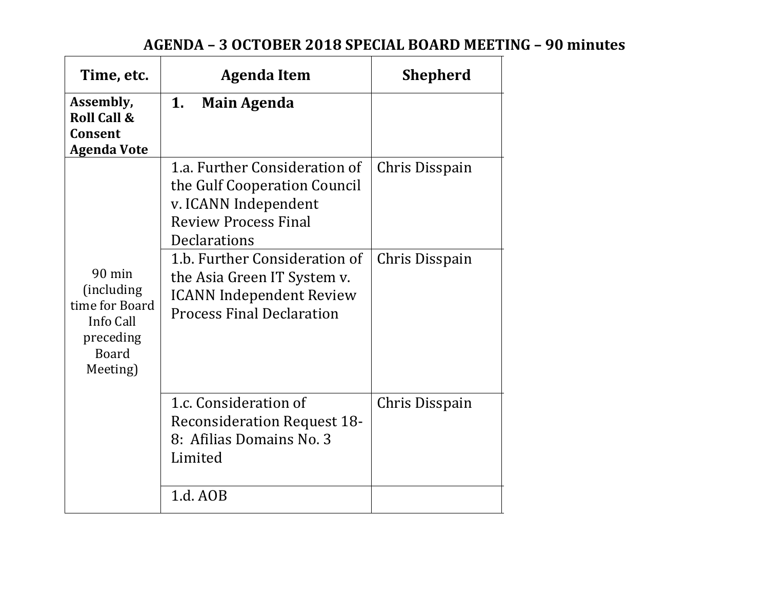# AGENDA – 3 OCTOBER 2018 SPECIAL BOARD MEETING – 90 minutes

| Time, etc. | Agenda Item | Shepherd |
|---|---|---|
| **Assembly, Roll Call & Consent Agenda Vote** | **1. Main Agenda** | |
| 90 min (including time for Board Info Call preceding Board Meeting) | 1.a. Further Consideration of the Gulf Cooperation Council v. ICANN Independent Review Process Final Declarations | Chris Disspain |
| | 1.b. Further Consideration of the Asia Green IT System v. ICANN Independent Review Process Final Declaration | Chris Disspain |
| | 1.c. Consideration of Reconsideration Request 18-8: Afilias Domains No. 3 Limited | Chris Disspain |
| | 1.d. AOB | |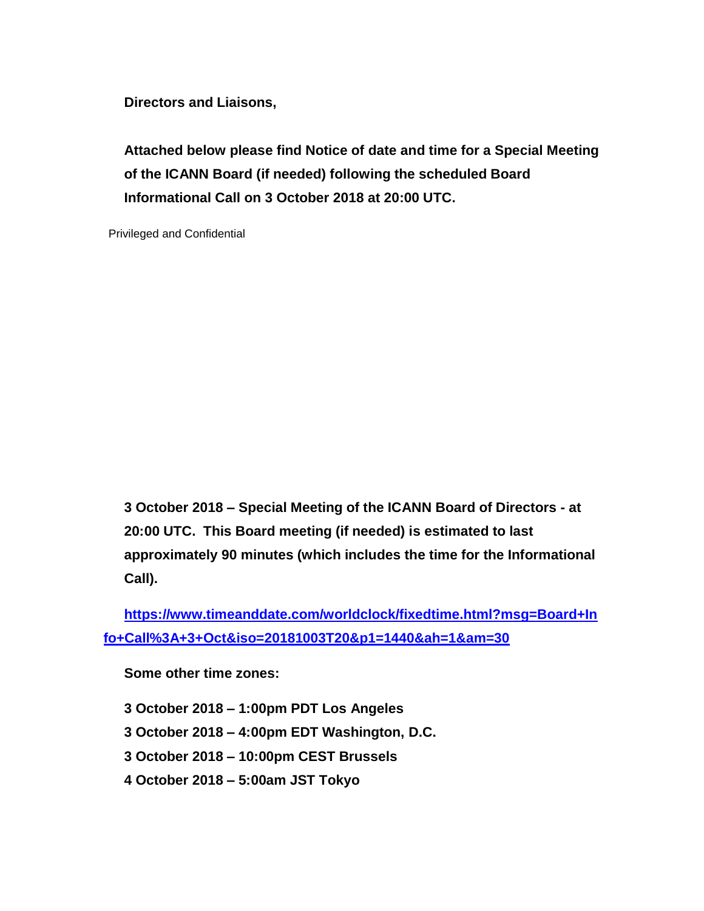**Directors and Liaisons,**

**Attached below please find Notice of date and time for a Special Meeting of the ICANN Board (if needed) following the scheduled Board Informational Call on 3 October 2018 at 20:00 UTC.**

Privileged and Confidential

**3 October 2018 – Special Meeting of the ICANN Board of Directors - at 20:00 UTC. This Board meeting (if needed) is estimated to last approximately 90 minutes (which includes the time for the Informational Call).**

**https://www.timeanddate.com/worldclock/fixedtime.html?msg=Board+Info+Call%3A+3+Oct&iso=20181003T20&p1=1440&ah=1&am=30**

**Some other time zones:**

**3 October 2018 – 1:00pm PDT Los Angeles**

**3 October 2018 – 4:00pm EDT Washington, D.C.**

**3 October 2018 – 10:00pm CEST Brussels**

**4 October 2018 – 5:00am JST Tokyo**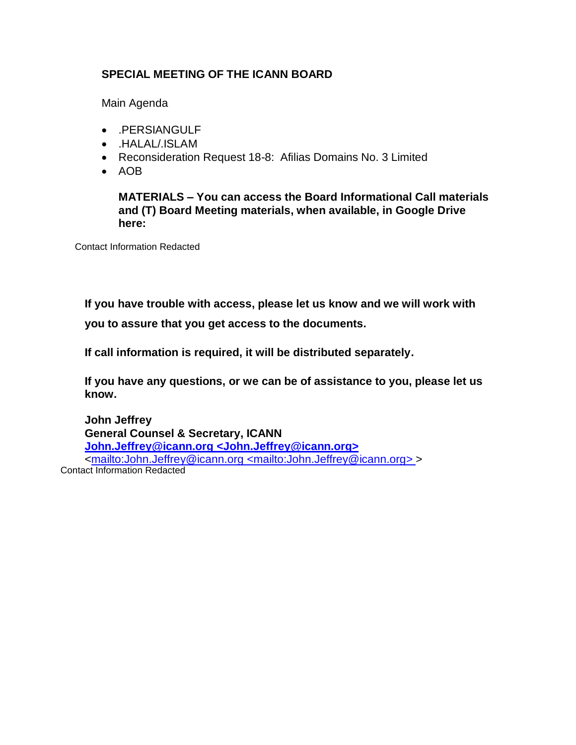**SPECIAL MEETING OF THE ICANN BOARD**

Main Agenda

- .PERSIANGULF
- .HALAL/.ISLAM
- Reconsideration Request 18-8: Afilias Domains No. 3 Limited
- AOB

**MATERIALS – You can access the Board Informational Call materials and (T) Board Meeting materials, when available, in Google Drive here:**

Contact Information Redacted

**If you have trouble with access, please let us know and we will work with you to assure that you get access to the documents.**

**If call information is required, it will be distributed separately.**

**If you have any questions, or we can be of assistance to you, please let us know.**

**John Jeffrey**
**General Counsel & Secretary, ICANN**
**John.Jeffrey@icann.org <John.Jeffrey@icann.org>**
<mailto:John.Jeffrey@icann.org <mailto:John.Jeffrey@icann.org> >
Contact Information Redacted